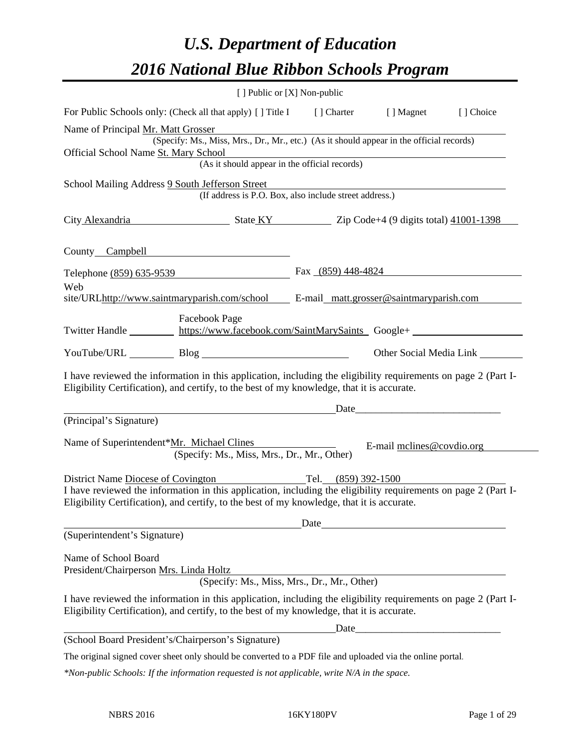# *U.S. Department of Education*

# *2016 National Blue Ribbon Schools Program*

[ ] Public or [X] Non-public

For Public Schools only: (Check all that apply) [ ] Title I [ ] Charter [ ] Magnet [ ] Choice

Name of Principal Mr. Matt Grosser
(Specify: Ms., Miss, Mrs., Dr., Mr., etc.) (As it should appear in the official records)

Official School Name St. Mary School
(As it should appear in the official records)

School Mailing Address 9 South Jefferson Street
(If address is P.O. Box, also include street address.)

City Alexandria State KY Zip Code+4 (9 digits total) 41001-1398

County Campbell

Telephone (859) 635-9539 Fax (859) 448-4824

Web site/URL http://www.saintmaryparish.com/school E-mail matt.grosser@saintmaryparish.com

Twitter Handle ______ Facebook Page https://www.facebook.com/SaintMarySaints Google+ ______

YouTube/URL ______ Blog ______ Other Social Media Link ______

I have reviewed the information in this application, including the eligibility requirements on page 2 (Part I-Eligibility Certification), and certify, to the best of my knowledge, that it is accurate.

______________________________ Date______________________
(Principal's Signature)

Name of Superintendent*Mr. Michael Clines E-mail mclines@covdio.org
(Specify: Ms., Miss, Mrs., Dr., Mr., Other)

District Name Diocese of Covington Tel. (859) 392-1500

I have reviewed the information in this application, including the eligibility requirements on page 2 (Part I-Eligibility Certification), and certify, to the best of my knowledge, that it is accurate.

______________________________ Date______________________
(Superintendent's Signature)

Name of School Board President/Chairperson Mrs. Linda Holtz
(Specify: Ms., Miss, Mrs., Dr., Mr., Other)

I have reviewed the information in this application, including the eligibility requirements on page 2 (Part I-Eligibility Certification), and certify, to the best of my knowledge, that it is accurate.

______________________________ Date______________________
(School Board President's/Chairperson's Signature)

The original signed cover sheet only should be converted to a PDF file and uploaded via the online portal.

*\*Non-public Schools: If the information requested is not applicable, write N/A in the space.*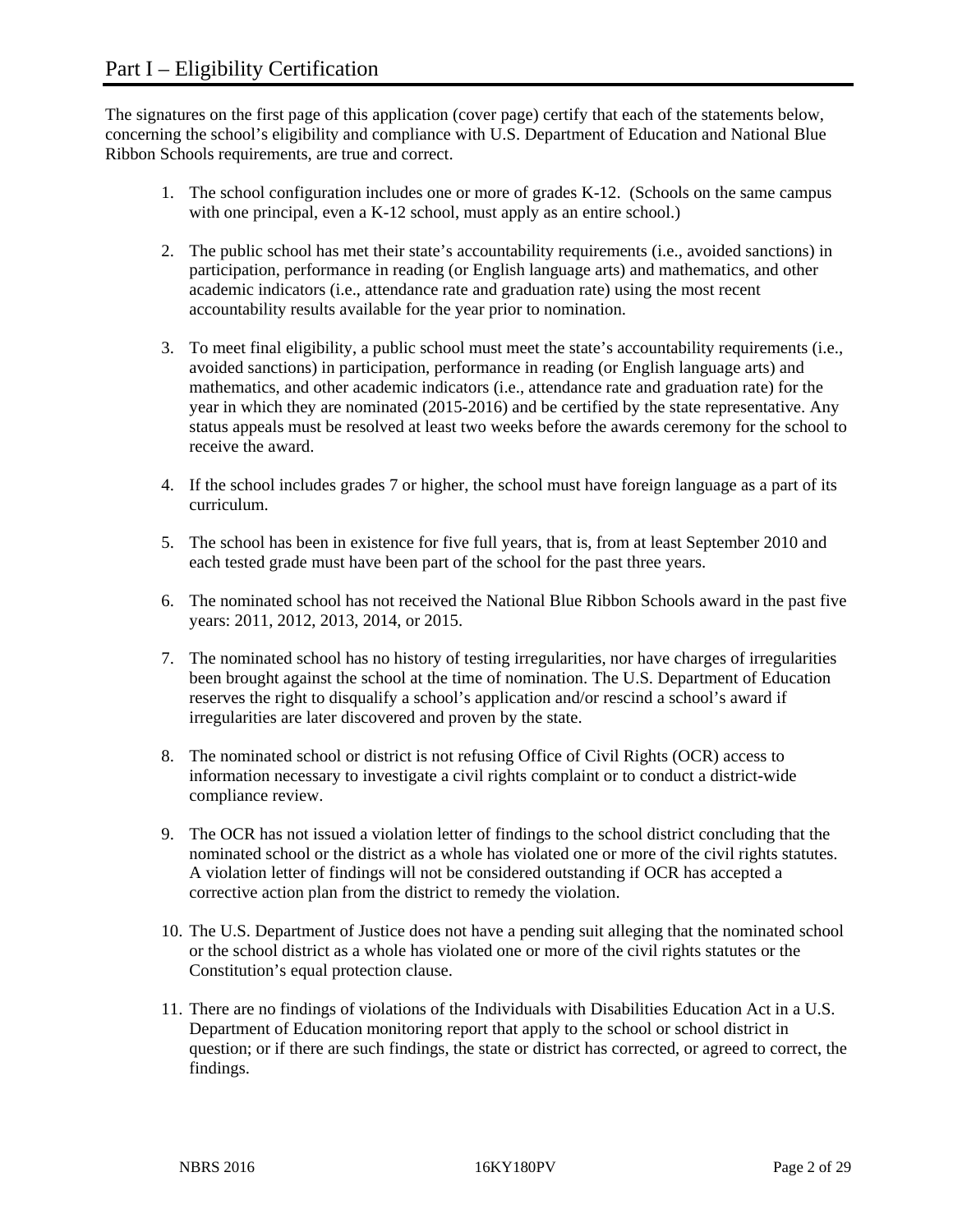# Part I – Eligibility Certification

The signatures on the first page of this application (cover page) certify that each of the statements below, concerning the school's eligibility and compliance with U.S. Department of Education and National Blue Ribbon Schools requirements, are true and correct.

1. The school configuration includes one or more of grades K-12. (Schools on the same campus with one principal, even a K-12 school, must apply as an entire school.)

2. The public school has met their state's accountability requirements (i.e., avoided sanctions) in participation, performance in reading (or English language arts) and mathematics, and other academic indicators (i.e., attendance rate and graduation rate) using the most recent accountability results available for the year prior to nomination.

3. To meet final eligibility, a public school must meet the state's accountability requirements (i.e., avoided sanctions) in participation, performance in reading (or English language arts) and mathematics, and other academic indicators (i.e., attendance rate and graduation rate) for the year in which they are nominated (2015-2016) and be certified by the state representative. Any status appeals must be resolved at least two weeks before the awards ceremony for the school to receive the award.

4. If the school includes grades 7 or higher, the school must have foreign language as a part of its curriculum.

5. The school has been in existence for five full years, that is, from at least September 2010 and each tested grade must have been part of the school for the past three years.

6. The nominated school has not received the National Blue Ribbon Schools award in the past five years: 2011, 2012, 2013, 2014, or 2015.

7. The nominated school has no history of testing irregularities, nor have charges of irregularities been brought against the school at the time of nomination. The U.S. Department of Education reserves the right to disqualify a school's application and/or rescind a school's award if irregularities are later discovered and proven by the state.

8. The nominated school or district is not refusing Office of Civil Rights (OCR) access to information necessary to investigate a civil rights complaint or to conduct a district-wide compliance review.

9. The OCR has not issued a violation letter of findings to the school district concluding that the nominated school or the district as a whole has violated one or more of the civil rights statutes. A violation letter of findings will not be considered outstanding if OCR has accepted a corrective action plan from the district to remedy the violation.

10. The U.S. Department of Justice does not have a pending suit alleging that the nominated school or the school district as a whole has violated one or more of the civil rights statutes or the Constitution's equal protection clause.

11. There are no findings of violations of the Individuals with Disabilities Education Act in a U.S. Department of Education monitoring report that apply to the school or school district in question; or if there are such findings, the state or district has corrected, or agreed to correct, the findings.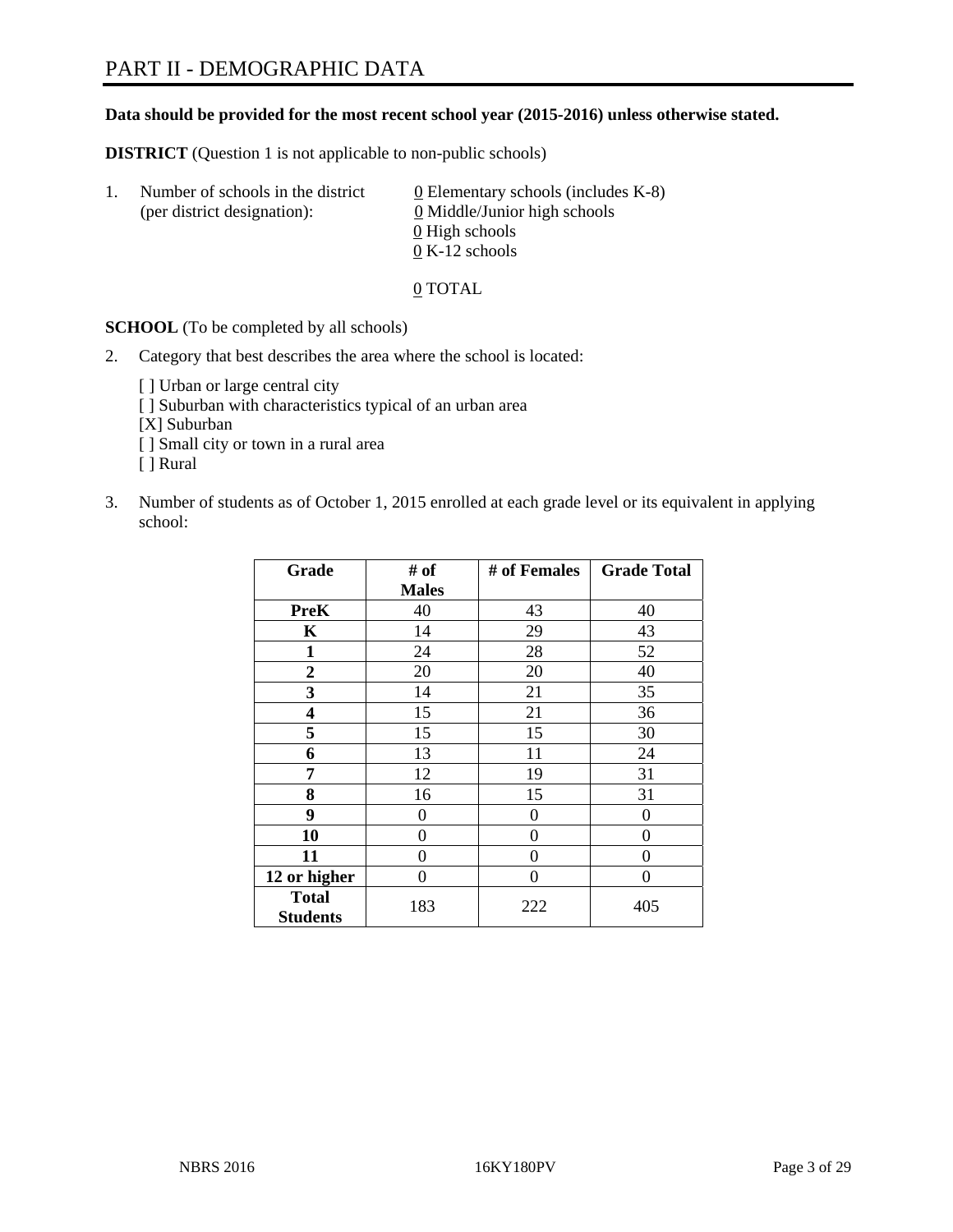# PART II - DEMOGRAPHIC DATA

**Data should be provided for the most recent school year (2015-2016) unless otherwise stated.**

**DISTRICT** (Question 1 is not applicable to non-public schools)

1. Number of schools in the district (per district designation):
   - 0 Elementary schools (includes K-8)
   - 0 Middle/Junior high schools
   - 0 High schools
   - 0 K-12 schools

   0 TOTAL

**SCHOOL** (To be completed by all schools)

2. Category that best describes the area where the school is located:

   [ ] Urban or large central city
   [ ] Suburban with characteristics typical of an urban area
   [X] Suburban
   [ ] Small city or town in a rural area
   [ ] Rural

3. Number of students as of October 1, 2015 enrolled at each grade level or its equivalent in applying school:

| Grade | # of Males | # of Females | Grade Total |
|---|---|---|---|
| **PreK** | 40 | 43 | 40 |
| **K** | 14 | 29 | 43 |
| **1** | 24 | 28 | 52 |
| **2** | 20 | 20 | 40 |
| **3** | 14 | 21 | 35 |
| **4** | 15 | 21 | 36 |
| **5** | 15 | 15 | 30 |
| **6** | 13 | 11 | 24 |
| **7** | 12 | 19 | 31 |
| **8** | 16 | 15 | 31 |
| **9** | 0 | 0 | 0 |
| **10** | 0 | 0 | 0 |
| **11** | 0 | 0 | 0 |
| **12 or higher** | 0 | 0 | 0 |
| **Total Students** | 183 | 222 | 405 |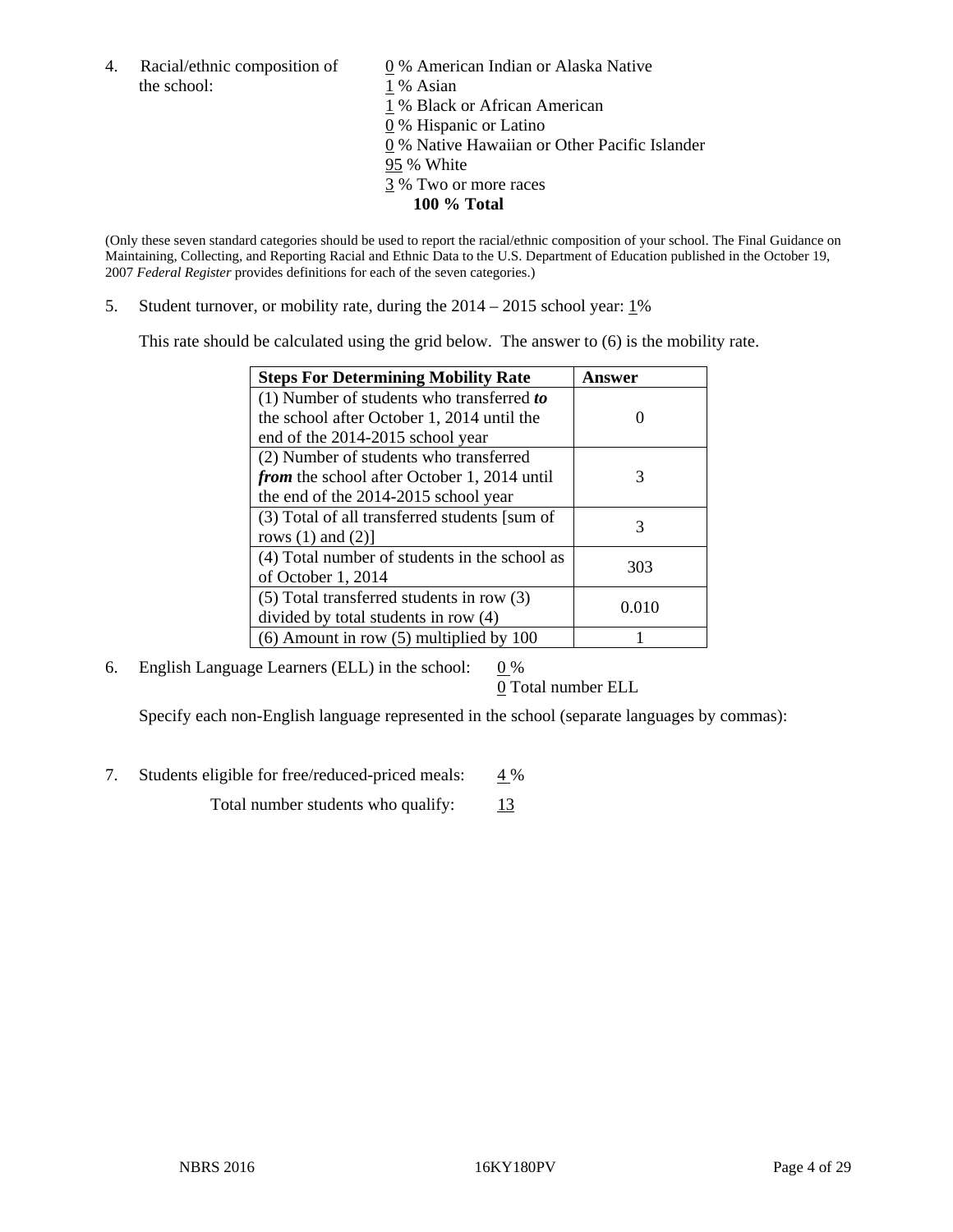4. Racial/ethnic composition of the school:

0 % American Indian or Alaska Native
1 % Asian
1 % Black or African American
0 % Hispanic or Latino
0 % Native Hawaiian or Other Pacific Islander
95 % White
3 % Two or more races
**100 % Total**

(Only these seven standard categories should be used to report the racial/ethnic composition of your school. The Final Guidance on Maintaining, Collecting, and Reporting Racial and Ethnic Data to the U.S. Department of Education published in the October 19, 2007 *Federal Register* provides definitions for each of the seven categories.)

5. Student turnover, or mobility rate, during the 2014 – 2015 school year: 1%

This rate should be calculated using the grid below. The answer to (6) is the mobility rate.

| **Steps For Determining Mobility Rate** | **Answer** |
|---|---|
| (1) Number of students who transferred ***to*** the school after October 1, 2014 until the end of the 2014-2015 school year | 0 |
| (2) Number of students who transferred ***from*** the school after October 1, 2014 until the end of the 2014-2015 school year | 3 |
| (3) Total of all transferred students [sum of rows (1) and (2)] | 3 |
| (4) Total number of students in the school as of October 1, 2014 | 303 |
| (5) Total transferred students in row (3) divided by total students in row (4) | 0.010 |
| (6) Amount in row (5) multiplied by 100 | 1 |

6. English Language Learners (ELL) in the school: 0 %
0 Total number ELL

Specify each non-English language represented in the school (separate languages by commas):

7. Students eligible for free/reduced-priced meals: 4 %
Total number students who qualify: 13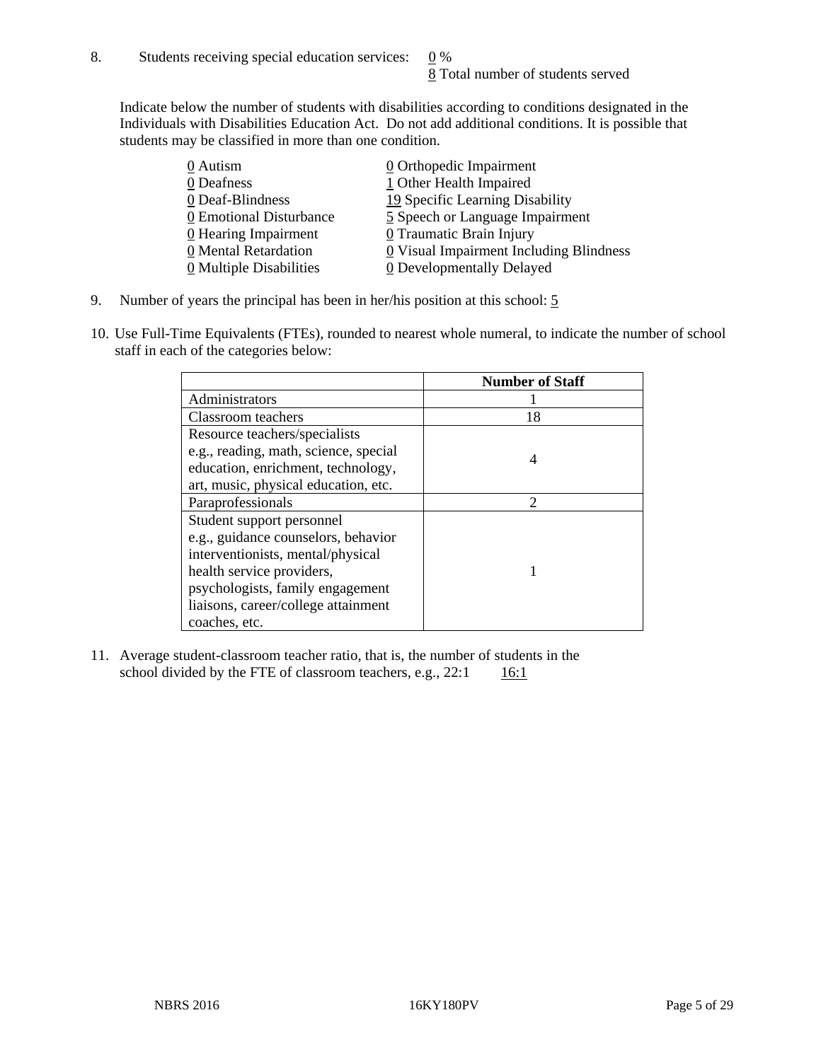8. Students receiving special education services: 0 %
   8 Total number of students served

Indicate below the number of students with disabilities according to conditions designated in the Individuals with Disabilities Education Act. Do not add additional conditions. It is possible that students may be classified in more than one condition.

| | |
|---|---|
| 0 Autism | 0 Orthopedic Impairment |
| 0 Deafness | 1 Other Health Impaired |
| 0 Deaf-Blindness | 19 Specific Learning Disability |
| 0 Emotional Disturbance | 5 Speech or Language Impairment |
| 0 Hearing Impairment | 0 Traumatic Brain Injury |
| 0 Mental Retardation | 0 Visual Impairment Including Blindness |
| 0 Multiple Disabilities | 0 Developmentally Delayed |

9. Number of years the principal has been in her/his position at this school: 5

10. Use Full-Time Equivalents (FTEs), rounded to nearest whole numeral, to indicate the number of school staff in each of the categories below:

| | Number of Staff |
|---|---|
| Administrators | 1 |
| Classroom teachers | 18 |
| Resource teachers/specialists e.g., reading, math, science, special education, enrichment, technology, art, music, physical education, etc. | 4 |
| Paraprofessionals | 2 |
| Student support personnel e.g., guidance counselors, behavior interventionists, mental/physical health service providers, psychologists, family engagement liaisons, career/college attainment coaches, etc. | 1 |

11. Average student-classroom teacher ratio, that is, the number of students in the school divided by the FTE of classroom teachers, e.g., 22:1 16:1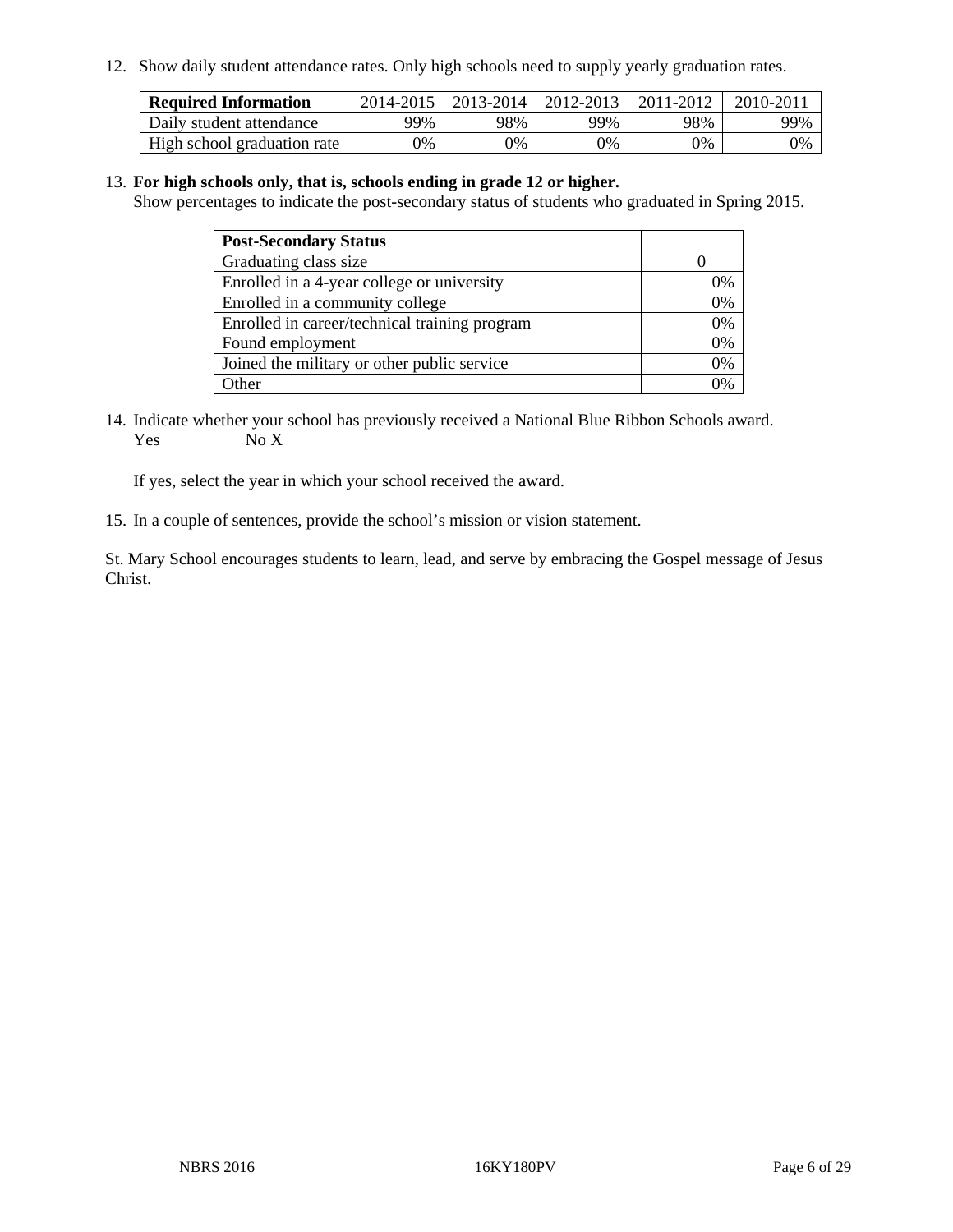12. Show daily student attendance rates. Only high schools need to supply yearly graduation rates.

| Required Information | 2014-2015 | 2013-2014 | 2012-2013 | 2011-2012 | 2010-2011 |
|---|---|---|---|---|---|
| Daily student attendance | 99% | 98% | 99% | 98% | 99% |
| High school graduation rate | 0% | 0% | 0% | 0% | 0% |

13. **For high schools only, that is, schools ending in grade 12 or higher.**
Show percentages to indicate the post-secondary status of students who graduated in Spring 2015.

| Post-Secondary Status | |
|---|---|
| Graduating class size | 0 |
| Enrolled in a 4-year college or university | 0% |
| Enrolled in a community college | 0% |
| Enrolled in career/technical training program | 0% |
| Found employment | 0% |
| Joined the military or other public service | 0% |
| Other | 0% |

14. Indicate whether your school has previously received a National Blue Ribbon Schools award.
Yes ___ No X

If yes, select the year in which your school received the award.

15. In a couple of sentences, provide the school's mission or vision statement.

St. Mary School encourages students to learn, lead, and serve by embracing the Gospel message of Jesus Christ.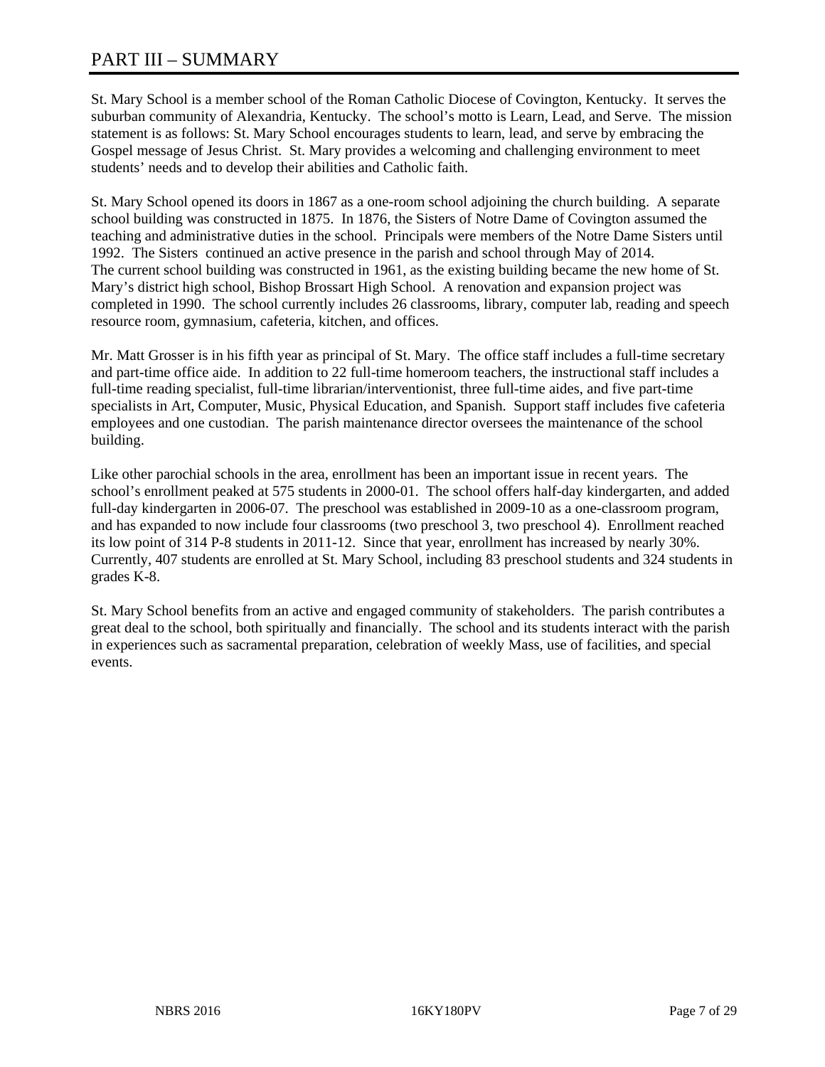# PART III – SUMMARY

St. Mary School is a member school of the Roman Catholic Diocese of Covington, Kentucky. It serves the suburban community of Alexandria, Kentucky. The school's motto is Learn, Lead, and Serve. The mission statement is as follows: St. Mary School encourages students to learn, lead, and serve by embracing the Gospel message of Jesus Christ. St. Mary provides a welcoming and challenging environment to meet students' needs and to develop their abilities and Catholic faith.

St. Mary School opened its doors in 1867 as a one-room school adjoining the church building. A separate school building was constructed in 1875. In 1876, the Sisters of Notre Dame of Covington assumed the teaching and administrative duties in the school. Principals were members of the Notre Dame Sisters until 1992. The Sisters continued an active presence in the parish and school through May of 2014. The current school building was constructed in 1961, as the existing building became the new home of St. Mary's district high school, Bishop Brossart High School. A renovation and expansion project was completed in 1990. The school currently includes 26 classrooms, library, computer lab, reading and speech resource room, gymnasium, cafeteria, kitchen, and offices.

Mr. Matt Grosser is in his fifth year as principal of St. Mary. The office staff includes a full-time secretary and part-time office aide. In addition to 22 full-time homeroom teachers, the instructional staff includes a full-time reading specialist, full-time librarian/interventionist, three full-time aides, and five part-time specialists in Art, Computer, Music, Physical Education, and Spanish. Support staff includes five cafeteria employees and one custodian. The parish maintenance director oversees the maintenance of the school building.

Like other parochial schools in the area, enrollment has been an important issue in recent years. The school's enrollment peaked at 575 students in 2000-01. The school offers half-day kindergarten, and added full-day kindergarten in 2006-07. The preschool was established in 2009-10 as a one-classroom program, and has expanded to now include four classrooms (two preschool 3, two preschool 4). Enrollment reached its low point of 314 P-8 students in 2011-12. Since that year, enrollment has increased by nearly 30%. Currently, 407 students are enrolled at St. Mary School, including 83 preschool students and 324 students in grades K-8.

St. Mary School benefits from an active and engaged community of stakeholders. The parish contributes a great deal to the school, both spiritually and financially. The school and its students interact with the parish in experiences such as sacramental preparation, celebration of weekly Mass, use of facilities, and special events.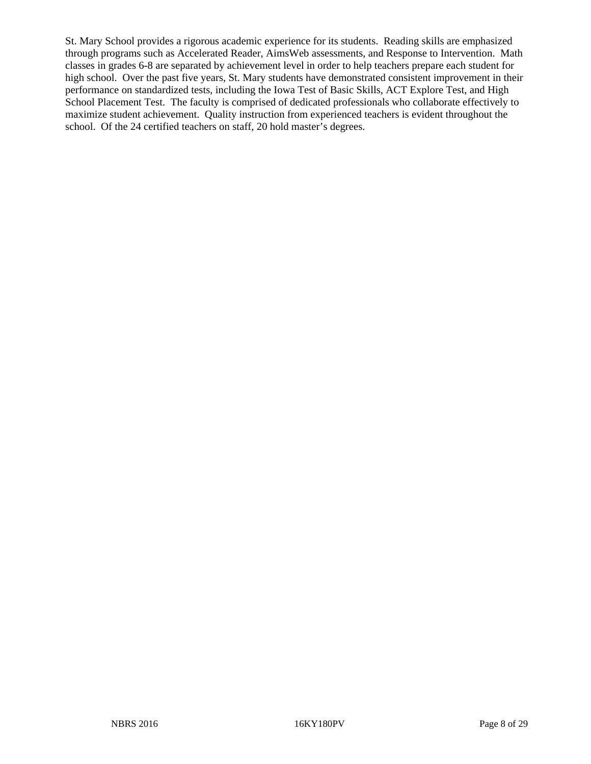St. Mary School provides a rigorous academic experience for its students.  Reading skills are emphasized through programs such as Accelerated Reader, AimsWeb assessments, and Response to Intervention.  Math classes in grades 6-8 are separated by achievement level in order to help teachers prepare each student for high school.  Over the past five years, St. Mary students have demonstrated consistent improvement in their performance on standardized tests, including the Iowa Test of Basic Skills, ACT Explore Test, and High School Placement Test.  The faculty is comprised of dedicated professionals who collaborate effectively to maximize student achievement.  Quality instruction from experienced teachers is evident throughout the school.  Of the 24 certified teachers on staff, 20 hold master's degrees.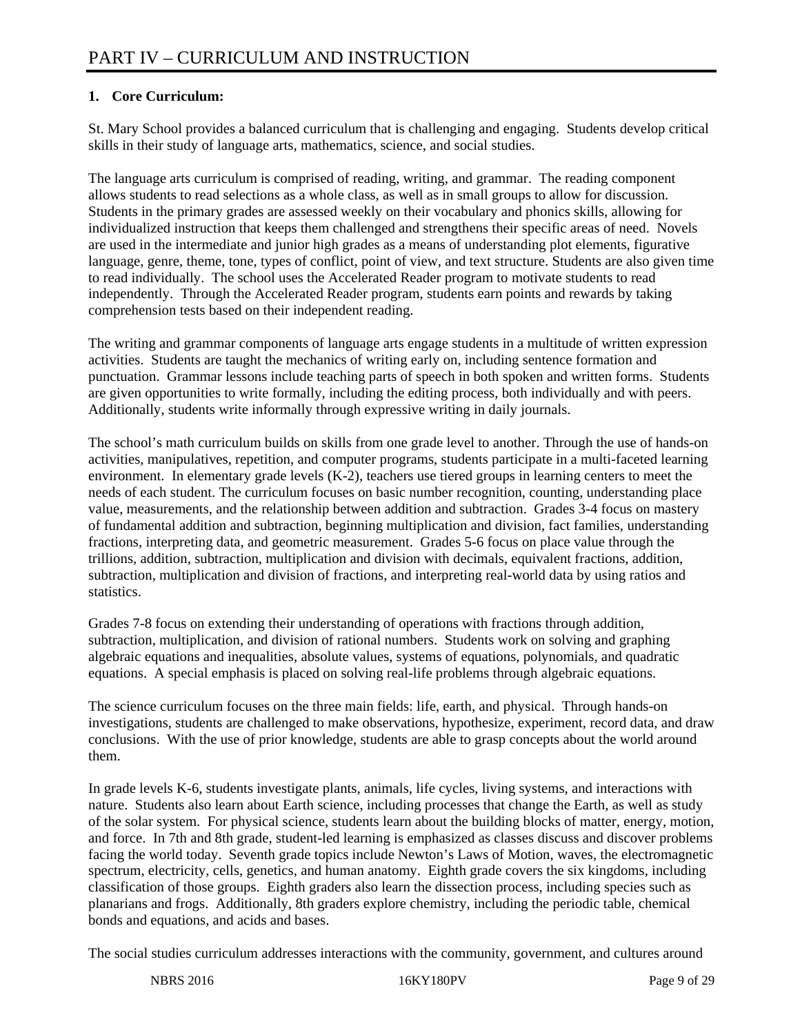# PART IV – CURRICULUM AND INSTRUCTION

**1. Core Curriculum:**

St. Mary School provides a balanced curriculum that is challenging and engaging. Students develop critical skills in their study of language arts, mathematics, science, and social studies.

The language arts curriculum is comprised of reading, writing, and grammar. The reading component allows students to read selections as a whole class, as well as in small groups to allow for discussion. Students in the primary grades are assessed weekly on their vocabulary and phonics skills, allowing for individualized instruction that keeps them challenged and strengthens their specific areas of need. Novels are used in the intermediate and junior high grades as a means of understanding plot elements, figurative language, genre, theme, tone, types of conflict, point of view, and text structure. Students are also given time to read individually. The school uses the Accelerated Reader program to motivate students to read independently. Through the Accelerated Reader program, students earn points and rewards by taking comprehension tests based on their independent reading.

The writing and grammar components of language arts engage students in a multitude of written expression activities. Students are taught the mechanics of writing early on, including sentence formation and punctuation. Grammar lessons include teaching parts of speech in both spoken and written forms. Students are given opportunities to write formally, including the editing process, both individually and with peers. Additionally, students write informally through expressive writing in daily journals.

The school's math curriculum builds on skills from one grade level to another. Through the use of hands-on activities, manipulatives, repetition, and computer programs, students participate in a multi-faceted learning environment. In elementary grade levels (K-2), teachers use tiered groups in learning centers to meet the needs of each student. The curriculum focuses on basic number recognition, counting, understanding place value, measurements, and the relationship between addition and subtraction. Grades 3-4 focus on mastery of fundamental addition and subtraction, beginning multiplication and division, fact families, understanding fractions, interpreting data, and geometric measurement. Grades 5-6 focus on place value through the trillions, addition, subtraction, multiplication and division with decimals, equivalent fractions, addition, subtraction, multiplication and division of fractions, and interpreting real-world data by using ratios and statistics.

Grades 7-8 focus on extending their understanding of operations with fractions through addition, subtraction, multiplication, and division of rational numbers. Students work on solving and graphing algebraic equations and inequalities, absolute values, systems of equations, polynomials, and quadratic equations. A special emphasis is placed on solving real-life problems through algebraic equations.

The science curriculum focuses on the three main fields: life, earth, and physical. Through hands-on investigations, students are challenged to make observations, hypothesize, experiment, record data, and draw conclusions. With the use of prior knowledge, students are able to grasp concepts about the world around them.

In grade levels K-6, students investigate plants, animals, life cycles, living systems, and interactions with nature. Students also learn about Earth science, including processes that change the Earth, as well as study of the solar system. For physical science, students learn about the building blocks of matter, energy, motion, and force. In 7th and 8th grade, student-led learning is emphasized as classes discuss and discover problems facing the world today. Seventh grade topics include Newton's Laws of Motion, waves, the electromagnetic spectrum, electricity, cells, genetics, and human anatomy. Eighth grade covers the six kingdoms, including classification of those groups. Eighth graders also learn the dissection process, including species such as planarians and frogs. Additionally, 8th graders explore chemistry, including the periodic table, chemical bonds and equations, and acids and bases.

The social studies curriculum addresses interactions with the community, government, and cultures around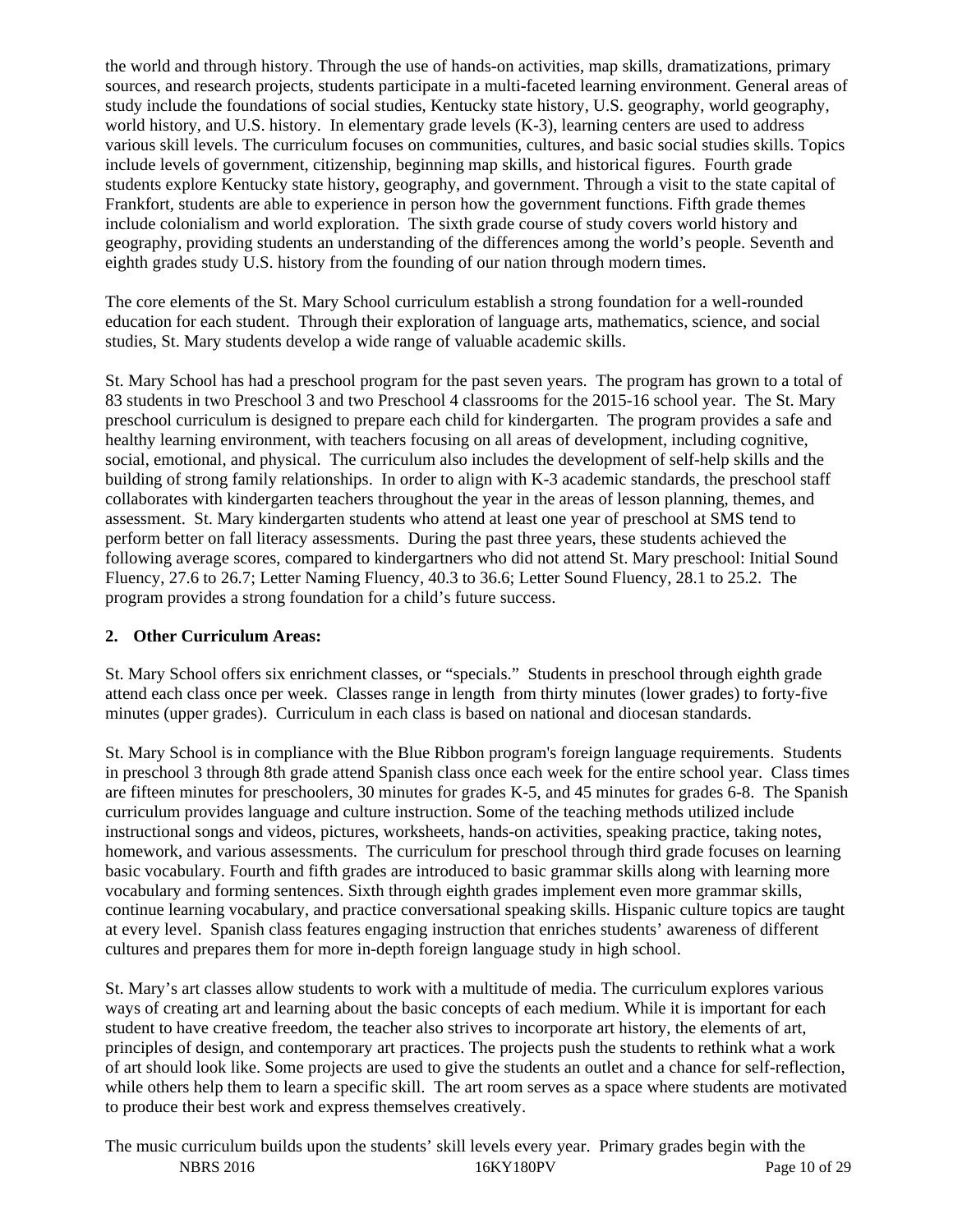the world and through history. Through the use of hands-on activities, map skills, dramatizations, primary sources, and research projects, students participate in a multi-faceted learning environment. General areas of study include the foundations of social studies, Kentucky state history, U.S. geography, world geography, world history, and U.S. history. In elementary grade levels (K-3), learning centers are used to address various skill levels. The curriculum focuses on communities, cultures, and basic social studies skills. Topics include levels of government, citizenship, beginning map skills, and historical figures. Fourth grade students explore Kentucky state history, geography, and government. Through a visit to the state capital of Frankfort, students are able to experience in person how the government functions. Fifth grade themes include colonialism and world exploration. The sixth grade course of study covers world history and geography, providing students an understanding of the differences among the world's people. Seventh and eighth grades study U.S. history from the founding of our nation through modern times.

The core elements of the St. Mary School curriculum establish a strong foundation for a well-rounded education for each student. Through their exploration of language arts, mathematics, science, and social studies, St. Mary students develop a wide range of valuable academic skills.

St. Mary School has had a preschool program for the past seven years. The program has grown to a total of 83 students in two Preschool 3 and two Preschool 4 classrooms for the 2015-16 school year. The St. Mary preschool curriculum is designed to prepare each child for kindergarten. The program provides a safe and healthy learning environment, with teachers focusing on all areas of development, including cognitive, social, emotional, and physical. The curriculum also includes the development of self-help skills and the building of strong family relationships. In order to align with K-3 academic standards, the preschool staff collaborates with kindergarten teachers throughout the year in the areas of lesson planning, themes, and assessment. St. Mary kindergarten students who attend at least one year of preschool at SMS tend to perform better on fall literacy assessments. During the past three years, these students achieved the following average scores, compared to kindergartners who did not attend St. Mary preschool: Initial Sound Fluency, 27.6 to 26.7; Letter Naming Fluency, 40.3 to 36.6; Letter Sound Fluency, 28.1 to 25.2. The program provides a strong foundation for a child's future success.

**2. Other Curriculum Areas:**

St. Mary School offers six enrichment classes, or "specials." Students in preschool through eighth grade attend each class once per week. Classes range in length from thirty minutes (lower grades) to forty-five minutes (upper grades). Curriculum in each class is based on national and diocesan standards.

St. Mary School is in compliance with the Blue Ribbon program's foreign language requirements. Students in preschool 3 through 8th grade attend Spanish class once each week for the entire school year. Class times are fifteen minutes for preschoolers, 30 minutes for grades K-5, and 45 minutes for grades 6-8. The Spanish curriculum provides language and culture instruction. Some of the teaching methods utilized include instructional songs and videos, pictures, worksheets, hands-on activities, speaking practice, taking notes, homework, and various assessments. The curriculum for preschool through third grade focuses on learning basic vocabulary. Fourth and fifth grades are introduced to basic grammar skills along with learning more vocabulary and forming sentences. Sixth through eighth grades implement even more grammar skills, continue learning vocabulary, and practice conversational speaking skills. Hispanic culture topics are taught at every level. Spanish class features engaging instruction that enriches students' awareness of different cultures and prepares them for more in-depth foreign language study in high school.

St. Mary's art classes allow students to work with a multitude of media. The curriculum explores various ways of creating art and learning about the basic concepts of each medium. While it is important for each student to have creative freedom, the teacher also strives to incorporate art history, the elements of art, principles of design, and contemporary art practices. The projects push the students to rethink what a work of art should look like. Some projects are used to give the students an outlet and a chance for self-reflection, while others help them to learn a specific skill. The art room serves as a space where students are motivated to produce their best work and express themselves creatively.

The music curriculum builds upon the students' skill levels every year. Primary grades begin with the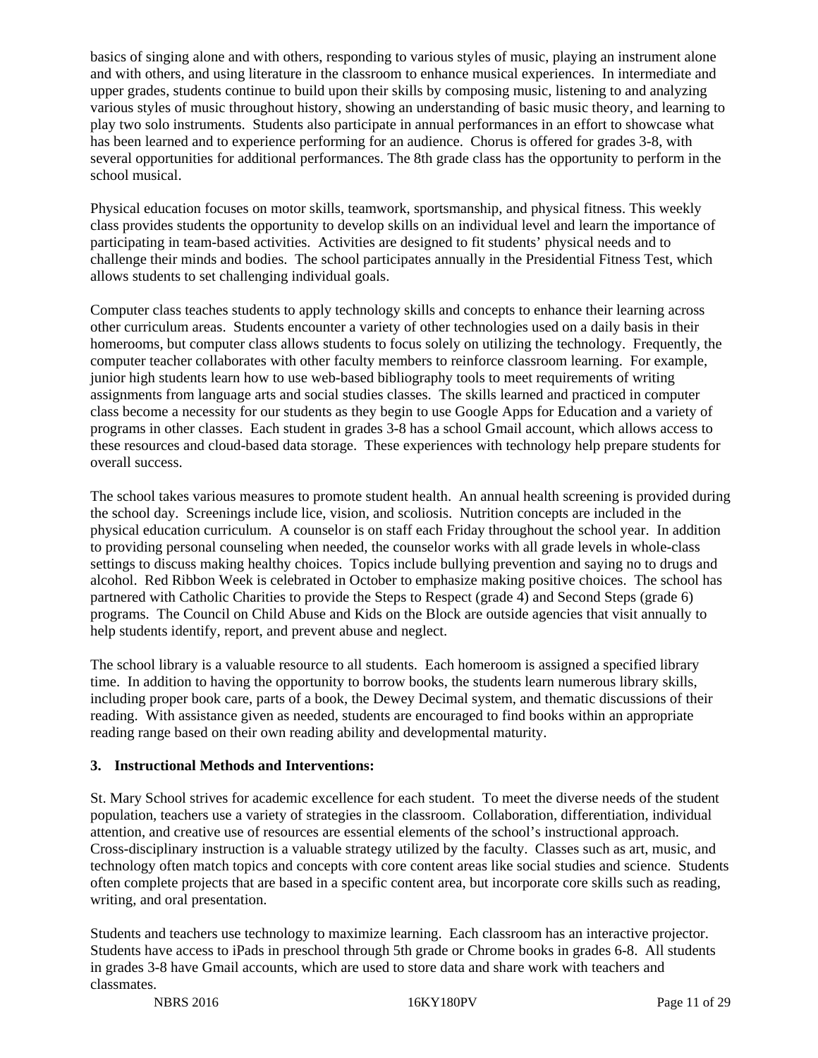basics of singing alone and with others, responding to various styles of music, playing an instrument alone and with others, and using literature in the classroom to enhance musical experiences. In intermediate and upper grades, students continue to build upon their skills by composing music, listening to and analyzing various styles of music throughout history, showing an understanding of basic music theory, and learning to play two solo instruments. Students also participate in annual performances in an effort to showcase what has been learned and to experience performing for an audience. Chorus is offered for grades 3-8, with several opportunities for additional performances. The 8th grade class has the opportunity to perform in the school musical.

Physical education focuses on motor skills, teamwork, sportsmanship, and physical fitness. This weekly class provides students the opportunity to develop skills on an individual level and learn the importance of participating in team-based activities. Activities are designed to fit students' physical needs and to challenge their minds and bodies. The school participates annually in the Presidential Fitness Test, which allows students to set challenging individual goals.

Computer class teaches students to apply technology skills and concepts to enhance their learning across other curriculum areas. Students encounter a variety of other technologies used on a daily basis in their homerooms, but computer class allows students to focus solely on utilizing the technology. Frequently, the computer teacher collaborates with other faculty members to reinforce classroom learning. For example, junior high students learn how to use web-based bibliography tools to meet requirements of writing assignments from language arts and social studies classes. The skills learned and practiced in computer class become a necessity for our students as they begin to use Google Apps for Education and a variety of programs in other classes. Each student in grades 3-8 has a school Gmail account, which allows access to these resources and cloud-based data storage. These experiences with technology help prepare students for overall success.

The school takes various measures to promote student health. An annual health screening is provided during the school day. Screenings include lice, vision, and scoliosis. Nutrition concepts are included in the physical education curriculum. A counselor is on staff each Friday throughout the school year. In addition to providing personal counseling when needed, the counselor works with all grade levels in whole-class settings to discuss making healthy choices. Topics include bullying prevention and saying no to drugs and alcohol. Red Ribbon Week is celebrated in October to emphasize making positive choices. The school has partnered with Catholic Charities to provide the Steps to Respect (grade 4) and Second Steps (grade 6) programs. The Council on Child Abuse and Kids on the Block are outside agencies that visit annually to help students identify, report, and prevent abuse and neglect.

The school library is a valuable resource to all students. Each homeroom is assigned a specified library time. In addition to having the opportunity to borrow books, the students learn numerous library skills, including proper book care, parts of a book, the Dewey Decimal system, and thematic discussions of their reading. With assistance given as needed, students are encouraged to find books within an appropriate reading range based on their own reading ability and developmental maturity.

**3. Instructional Methods and Interventions:**

St. Mary School strives for academic excellence for each student. To meet the diverse needs of the student population, teachers use a variety of strategies in the classroom. Collaboration, differentiation, individual attention, and creative use of resources are essential elements of the school's instructional approach. Cross-disciplinary instruction is a valuable strategy utilized by the faculty. Classes such as art, music, and technology often match topics and concepts with core content areas like social studies and science. Students often complete projects that are based in a specific content area, but incorporate core skills such as reading, writing, and oral presentation.

Students and teachers use technology to maximize learning. Each classroom has an interactive projector. Students have access to iPads in preschool through 5th grade or Chrome books in grades 6-8. All students in grades 3-8 have Gmail accounts, which are used to store data and share work with teachers and classmates.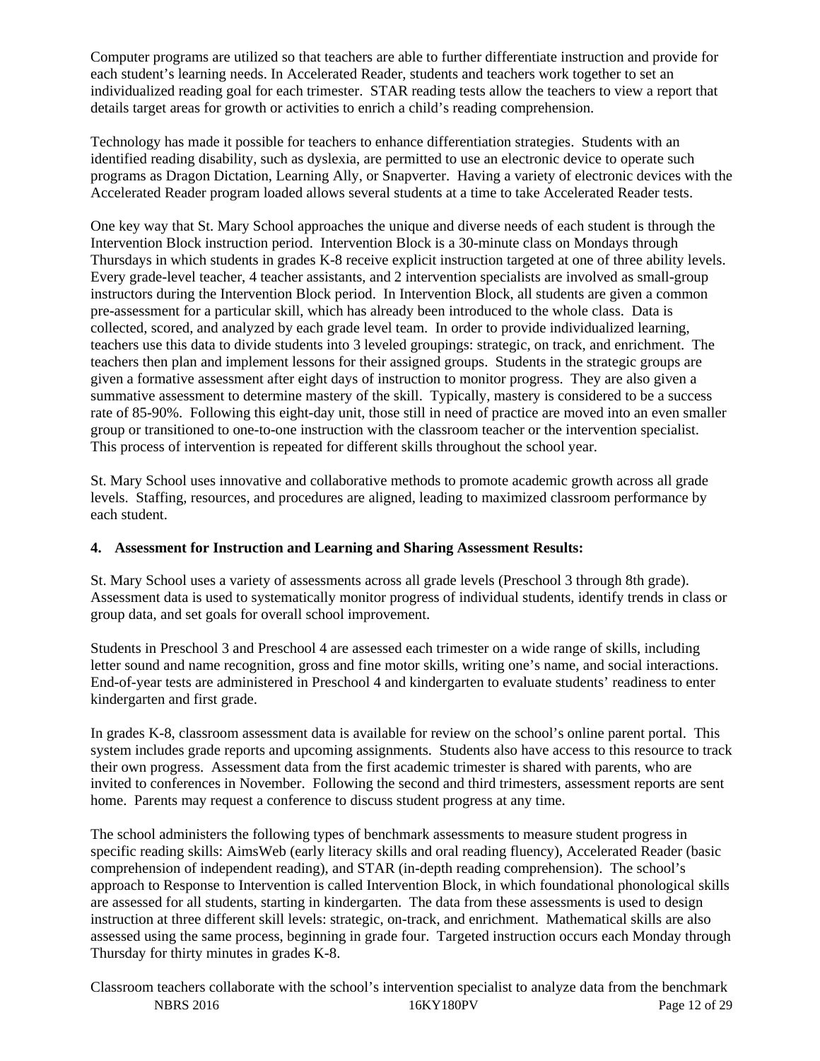Computer programs are utilized so that teachers are able to further differentiate instruction and provide for each student's learning needs. In Accelerated Reader, students and teachers work together to set an individualized reading goal for each trimester. STAR reading tests allow the teachers to view a report that details target areas for growth or activities to enrich a child's reading comprehension.

Technology has made it possible for teachers to enhance differentiation strategies. Students with an identified reading disability, such as dyslexia, are permitted to use an electronic device to operate such programs as Dragon Dictation, Learning Ally, or Snapverter. Having a variety of electronic devices with the Accelerated Reader program loaded allows several students at a time to take Accelerated Reader tests.

One key way that St. Mary School approaches the unique and diverse needs of each student is through the Intervention Block instruction period. Intervention Block is a 30-minute class on Mondays through Thursdays in which students in grades K-8 receive explicit instruction targeted at one of three ability levels. Every grade-level teacher, 4 teacher assistants, and 2 intervention specialists are involved as small-group instructors during the Intervention Block period. In Intervention Block, all students are given a common pre-assessment for a particular skill, which has already been introduced to the whole class. Data is collected, scored, and analyzed by each grade level team. In order to provide individualized learning, teachers use this data to divide students into 3 leveled groupings: strategic, on track, and enrichment. The teachers then plan and implement lessons for their assigned groups. Students in the strategic groups are given a formative assessment after eight days of instruction to monitor progress. They are also given a summative assessment to determine mastery of the skill. Typically, mastery is considered to be a success rate of 85-90%. Following this eight-day unit, those still in need of practice are moved into an even smaller group or transitioned to one-to-one instruction with the classroom teacher or the intervention specialist. This process of intervention is repeated for different skills throughout the school year.

St. Mary School uses innovative and collaborative methods to promote academic growth across all grade levels. Staffing, resources, and procedures are aligned, leading to maximized classroom performance by each student.

**4. Assessment for Instruction and Learning and Sharing Assessment Results:**

St. Mary School uses a variety of assessments across all grade levels (Preschool 3 through 8th grade). Assessment data is used to systematically monitor progress of individual students, identify trends in class or group data, and set goals for overall school improvement.

Students in Preschool 3 and Preschool 4 are assessed each trimester on a wide range of skills, including letter sound and name recognition, gross and fine motor skills, writing one's name, and social interactions. End-of-year tests are administered in Preschool 4 and kindergarten to evaluate students' readiness to enter kindergarten and first grade.

In grades K-8, classroom assessment data is available for review on the school's online parent portal. This system includes grade reports and upcoming assignments. Students also have access to this resource to track their own progress. Assessment data from the first academic trimester is shared with parents, who are invited to conferences in November. Following the second and third trimesters, assessment reports are sent home. Parents may request a conference to discuss student progress at any time.

The school administers the following types of benchmark assessments to measure student progress in specific reading skills: AimsWeb (early literacy skills and oral reading fluency), Accelerated Reader (basic comprehension of independent reading), and STAR (in-depth reading comprehension). The school's approach to Response to Intervention is called Intervention Block, in which foundational phonological skills are assessed for all students, starting in kindergarten. The data from these assessments is used to design instruction at three different skill levels: strategic, on-track, and enrichment. Mathematical skills are also assessed using the same process, beginning in grade four. Targeted instruction occurs each Monday through Thursday for thirty minutes in grades K-8.

Classroom teachers collaborate with the school's intervention specialist to analyze data from the benchmark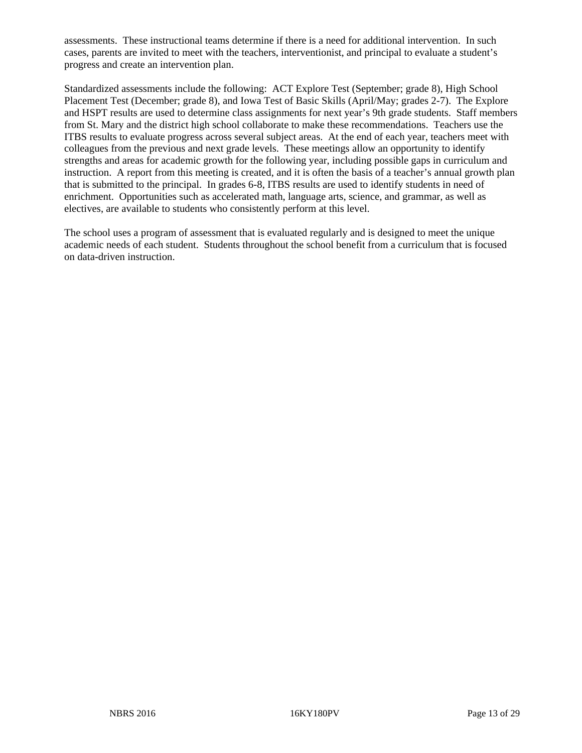assessments.  These instructional teams determine if there is a need for additional intervention.  In such cases, parents are invited to meet with the teachers, interventionist, and principal to evaluate a student's progress and create an intervention plan.

Standardized assessments include the following:  ACT Explore Test (September; grade 8), High School Placement Test (December; grade 8), and Iowa Test of Basic Skills (April/May; grades 2-7).  The Explore and HSPT results are used to determine class assignments for next year's 9th grade students.  Staff members from St. Mary and the district high school collaborate to make these recommendations.  Teachers use the ITBS results to evaluate progress across several subject areas.  At the end of each year, teachers meet with colleagues from the previous and next grade levels.  These meetings allow an opportunity to identify strengths and areas for academic growth for the following year, including possible gaps in curriculum and instruction.  A report from this meeting is created, and it is often the basis of a teacher's annual growth plan that is submitted to the principal.  In grades 6-8, ITBS results are used to identify students in need of enrichment.  Opportunities such as accelerated math, language arts, science, and grammar, as well as electives, are available to students who consistently perform at this level.

The school uses a program of assessment that is evaluated regularly and is designed to meet the unique academic needs of each student.  Students throughout the school benefit from a curriculum that is focused on data-driven instruction.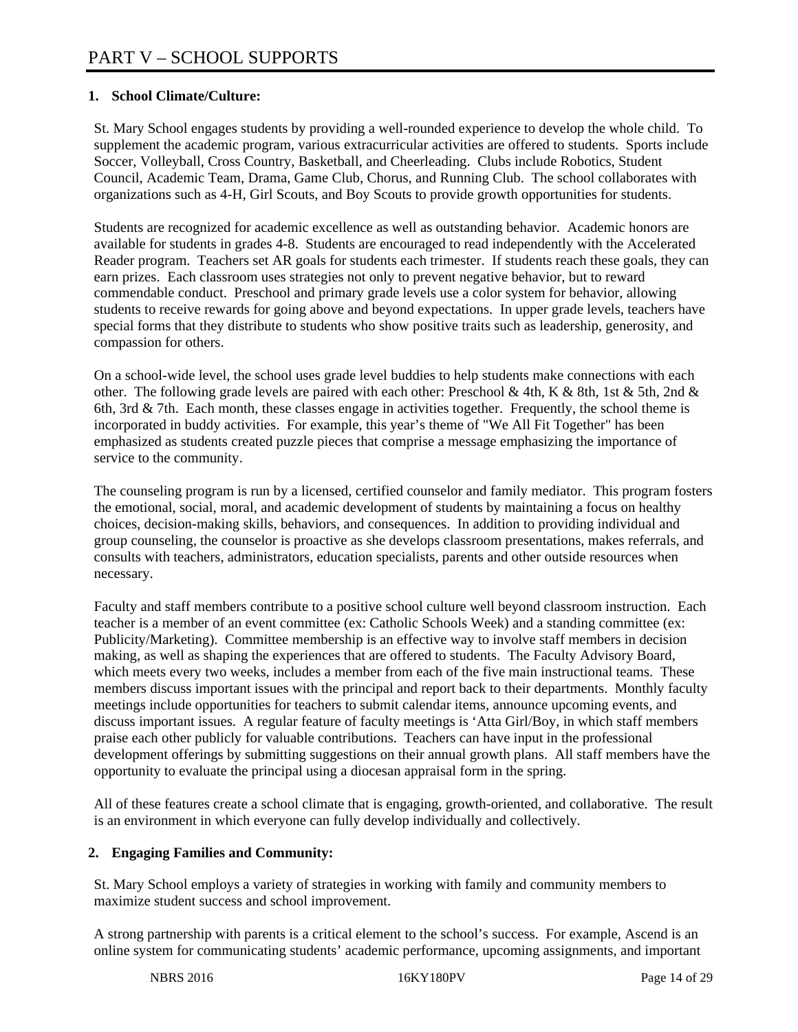# PART V – SCHOOL SUPPORTS

**1. School Climate/Culture:**

St. Mary School engages students by providing a well-rounded experience to develop the whole child. To supplement the academic program, various extracurricular activities are offered to students. Sports include Soccer, Volleyball, Cross Country, Basketball, and Cheerleading. Clubs include Robotics, Student Council, Academic Team, Drama, Game Club, Chorus, and Running Club. The school collaborates with organizations such as 4-H, Girl Scouts, and Boy Scouts to provide growth opportunities for students.

Students are recognized for academic excellence as well as outstanding behavior. Academic honors are available for students in grades 4-8. Students are encouraged to read independently with the Accelerated Reader program. Teachers set AR goals for students each trimester. If students reach these goals, they can earn prizes. Each classroom uses strategies not only to prevent negative behavior, but to reward commendable conduct. Preschool and primary grade levels use a color system for behavior, allowing students to receive rewards for going above and beyond expectations. In upper grade levels, teachers have special forms that they distribute to students who show positive traits such as leadership, generosity, and compassion for others.

On a school-wide level, the school uses grade level buddies to help students make connections with each other. The following grade levels are paired with each other: Preschool & 4th, K & 8th, 1st & 5th, 2nd & 6th, 3rd & 7th. Each month, these classes engage in activities together. Frequently, the school theme is incorporated in buddy activities. For example, this year's theme of "We All Fit Together" has been emphasized as students created puzzle pieces that comprise a message emphasizing the importance of service to the community.

The counseling program is run by a licensed, certified counselor and family mediator. This program fosters the emotional, social, moral, and academic development of students by maintaining a focus on healthy choices, decision-making skills, behaviors, and consequences. In addition to providing individual and group counseling, the counselor is proactive as she develops classroom presentations, makes referrals, and consults with teachers, administrators, education specialists, parents and other outside resources when necessary.

Faculty and staff members contribute to a positive school culture well beyond classroom instruction. Each teacher is a member of an event committee (ex: Catholic Schools Week) and a standing committee (ex: Publicity/Marketing). Committee membership is an effective way to involve staff members in decision making, as well as shaping the experiences that are offered to students. The Faculty Advisory Board, which meets every two weeks, includes a member from each of the five main instructional teams. These members discuss important issues with the principal and report back to their departments. Monthly faculty meetings include opportunities for teachers to submit calendar items, announce upcoming events, and discuss important issues. A regular feature of faculty meetings is 'Atta Girl/Boy, in which staff members praise each other publicly for valuable contributions. Teachers can have input in the professional development offerings by submitting suggestions on their annual growth plans. All staff members have the opportunity to evaluate the principal using a diocesan appraisal form in the spring.

All of these features create a school climate that is engaging, growth-oriented, and collaborative. The result is an environment in which everyone can fully develop individually and collectively.

**2. Engaging Families and Community:**

St. Mary School employs a variety of strategies in working with family and community members to maximize student success and school improvement.

A strong partnership with parents is a critical element to the school's success. For example, Ascend is an online system for communicating students' academic performance, upcoming assignments, and important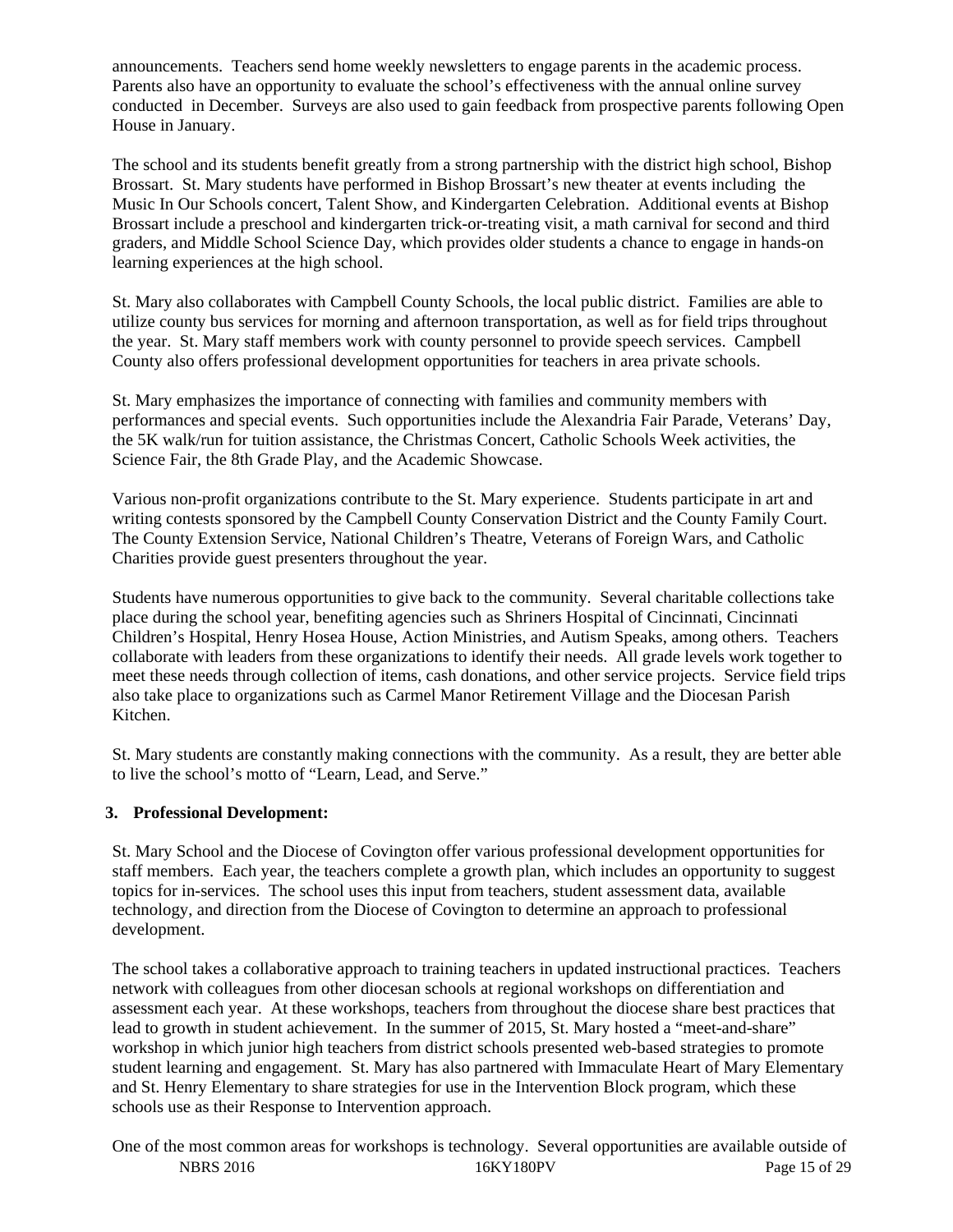announcements. Teachers send home weekly newsletters to engage parents in the academic process. Parents also have an opportunity to evaluate the school's effectiveness with the annual online survey conducted in December. Surveys are also used to gain feedback from prospective parents following Open House in January.

The school and its students benefit greatly from a strong partnership with the district high school, Bishop Brossart. St. Mary students have performed in Bishop Brossart's new theater at events including the Music In Our Schools concert, Talent Show, and Kindergarten Celebration. Additional events at Bishop Brossart include a preschool and kindergarten trick-or-treating visit, a math carnival for second and third graders, and Middle School Science Day, which provides older students a chance to engage in hands-on learning experiences at the high school.

St. Mary also collaborates with Campbell County Schools, the local public district. Families are able to utilize county bus services for morning and afternoon transportation, as well as for field trips throughout the year. St. Mary staff members work with county personnel to provide speech services. Campbell County also offers professional development opportunities for teachers in area private schools.

St. Mary emphasizes the importance of connecting with families and community members with performances and special events. Such opportunities include the Alexandria Fair Parade, Veterans' Day, the 5K walk/run for tuition assistance, the Christmas Concert, Catholic Schools Week activities, the Science Fair, the 8th Grade Play, and the Academic Showcase.

Various non-profit organizations contribute to the St. Mary experience. Students participate in art and writing contests sponsored by the Campbell County Conservation District and the County Family Court. The County Extension Service, National Children's Theatre, Veterans of Foreign Wars, and Catholic Charities provide guest presenters throughout the year.

Students have numerous opportunities to give back to the community. Several charitable collections take place during the school year, benefiting agencies such as Shriners Hospital of Cincinnati, Cincinnati Children's Hospital, Henry Hosea House, Action Ministries, and Autism Speaks, among others. Teachers collaborate with leaders from these organizations to identify their needs. All grade levels work together to meet these needs through collection of items, cash donations, and other service projects. Service field trips also take place to organizations such as Carmel Manor Retirement Village and the Diocesan Parish Kitchen.

St. Mary students are constantly making connections with the community. As a result, they are better able to live the school's motto of "Learn, Lead, and Serve."

**3. Professional Development:**

St. Mary School and the Diocese of Covington offer various professional development opportunities for staff members. Each year, the teachers complete a growth plan, which includes an opportunity to suggest topics for in-services. The school uses this input from teachers, student assessment data, available technology, and direction from the Diocese of Covington to determine an approach to professional development.

The school takes a collaborative approach to training teachers in updated instructional practices. Teachers network with colleagues from other diocesan schools at regional workshops on differentiation and assessment each year. At these workshops, teachers from throughout the diocese share best practices that lead to growth in student achievement. In the summer of 2015, St. Mary hosted a "meet-and-share" workshop in which junior high teachers from district schools presented web-based strategies to promote student learning and engagement. St. Mary has also partnered with Immaculate Heart of Mary Elementary and St. Henry Elementary to share strategies for use in the Intervention Block program, which these schools use as their Response to Intervention approach.

One of the most common areas for workshops is technology. Several opportunities are available outside of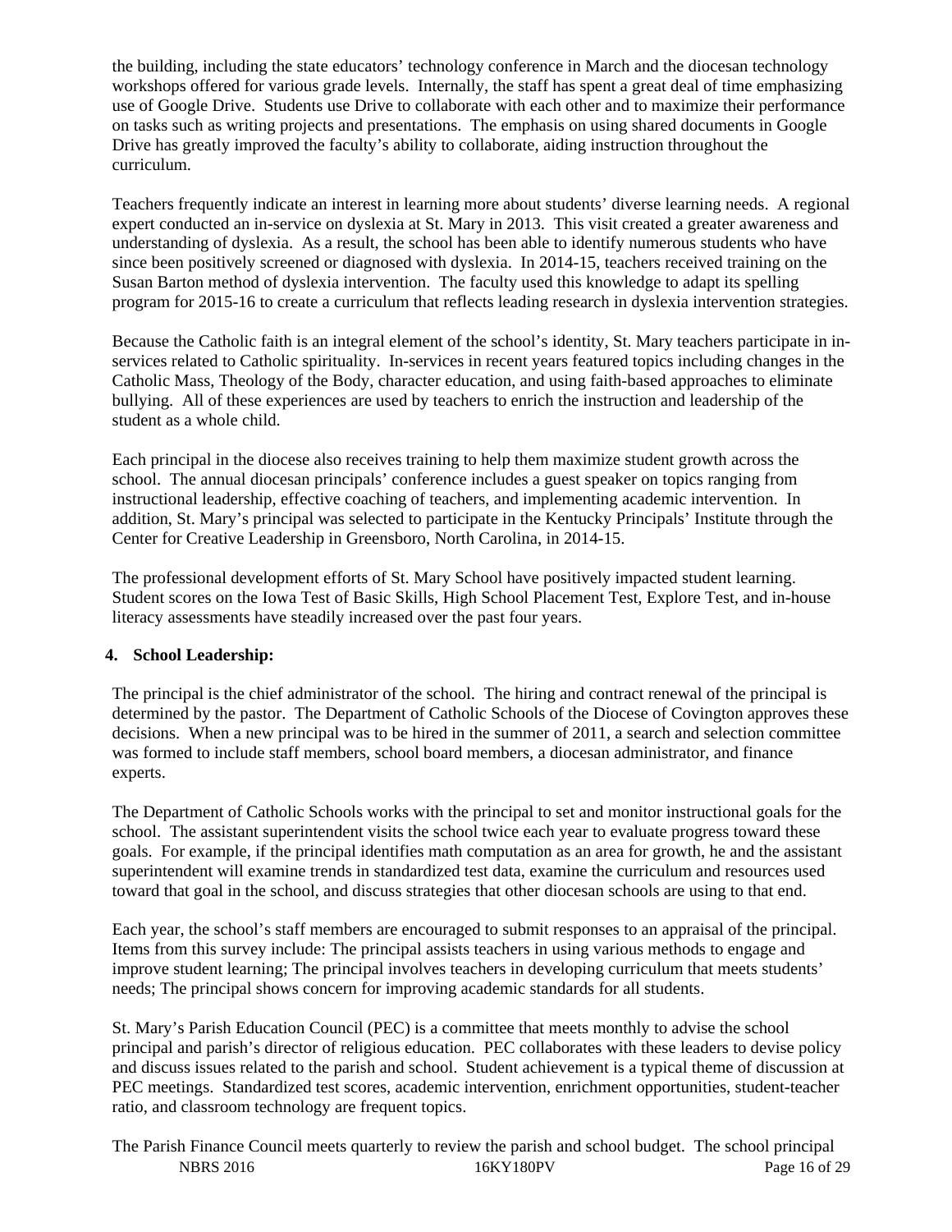the building, including the state educators' technology conference in March and the diocesan technology workshops offered for various grade levels. Internally, the staff has spent a great deal of time emphasizing use of Google Drive. Students use Drive to collaborate with each other and to maximize their performance on tasks such as writing projects and presentations. The emphasis on using shared documents in Google Drive has greatly improved the faculty's ability to collaborate, aiding instruction throughout the curriculum.

Teachers frequently indicate an interest in learning more about students' diverse learning needs. A regional expert conducted an in-service on dyslexia at St. Mary in 2013. This visit created a greater awareness and understanding of dyslexia. As a result, the school has been able to identify numerous students who have since been positively screened or diagnosed with dyslexia. In 2014-15, teachers received training on the Susan Barton method of dyslexia intervention. The faculty used this knowledge to adapt its spelling program for 2015-16 to create a curriculum that reflects leading research in dyslexia intervention strategies.

Because the Catholic faith is an integral element of the school's identity, St. Mary teachers participate in in-services related to Catholic spirituality. In-services in recent years featured topics including changes in the Catholic Mass, Theology of the Body, character education, and using faith-based approaches to eliminate bullying. All of these experiences are used by teachers to enrich the instruction and leadership of the student as a whole child.

Each principal in the diocese also receives training to help them maximize student growth across the school. The annual diocesan principals' conference includes a guest speaker on topics ranging from instructional leadership, effective coaching of teachers, and implementing academic intervention. In addition, St. Mary's principal was selected to participate in the Kentucky Principals' Institute through the Center for Creative Leadership in Greensboro, North Carolina, in 2014-15.

The professional development efforts of St. Mary School have positively impacted student learning. Student scores on the Iowa Test of Basic Skills, High School Placement Test, Explore Test, and in-house literacy assessments have steadily increased over the past four years.

**4. School Leadership:**

The principal is the chief administrator of the school. The hiring and contract renewal of the principal is determined by the pastor. The Department of Catholic Schools of the Diocese of Covington approves these decisions. When a new principal was to be hired in the summer of 2011, a search and selection committee was formed to include staff members, school board members, a diocesan administrator, and finance experts.

The Department of Catholic Schools works with the principal to set and monitor instructional goals for the school. The assistant superintendent visits the school twice each year to evaluate progress toward these goals. For example, if the principal identifies math computation as an area for growth, he and the assistant superintendent will examine trends in standardized test data, examine the curriculum and resources used toward that goal in the school, and discuss strategies that other diocesan schools are using to that end.

Each year, the school's staff members are encouraged to submit responses to an appraisal of the principal. Items from this survey include: The principal assists teachers in using various methods to engage and improve student learning; The principal involves teachers in developing curriculum that meets students' needs; The principal shows concern for improving academic standards for all students.

St. Mary's Parish Education Council (PEC) is a committee that meets monthly to advise the school principal and parish's director of religious education. PEC collaborates with these leaders to devise policy and discuss issues related to the parish and school. Student achievement is a typical theme of discussion at PEC meetings. Standardized test scores, academic intervention, enrichment opportunities, student-teacher ratio, and classroom technology are frequent topics.

The Parish Finance Council meets quarterly to review the parish and school budget. The school principal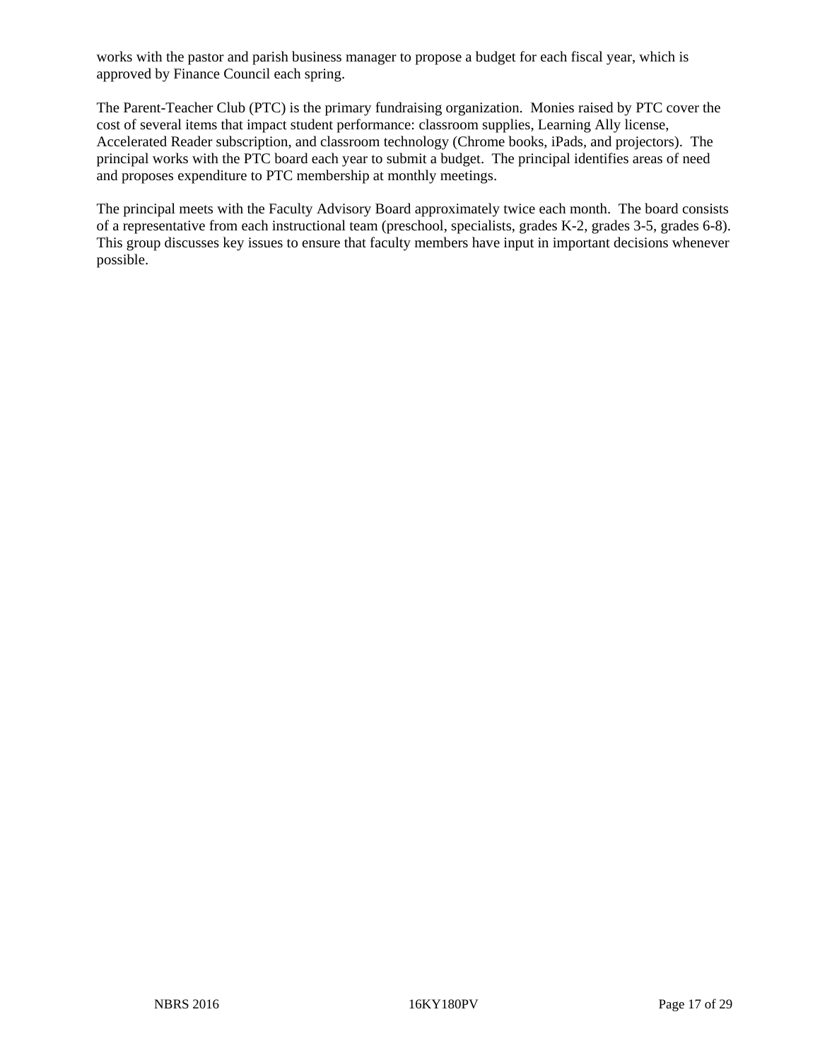works with the pastor and parish business manager to propose a budget for each fiscal year, which is approved by Finance Council each spring.

The Parent-Teacher Club (PTC) is the primary fundraising organization. Monies raised by PTC cover the cost of several items that impact student performance: classroom supplies, Learning Ally license, Accelerated Reader subscription, and classroom technology (Chrome books, iPads, and projectors). The principal works with the PTC board each year to submit a budget. The principal identifies areas of need and proposes expenditure to PTC membership at monthly meetings.

The principal meets with the Faculty Advisory Board approximately twice each month. The board consists of a representative from each instructional team (preschool, specialists, grades K-2, grades 3-5, grades 6-8). This group discusses key issues to ensure that faculty members have input in important decisions whenever possible.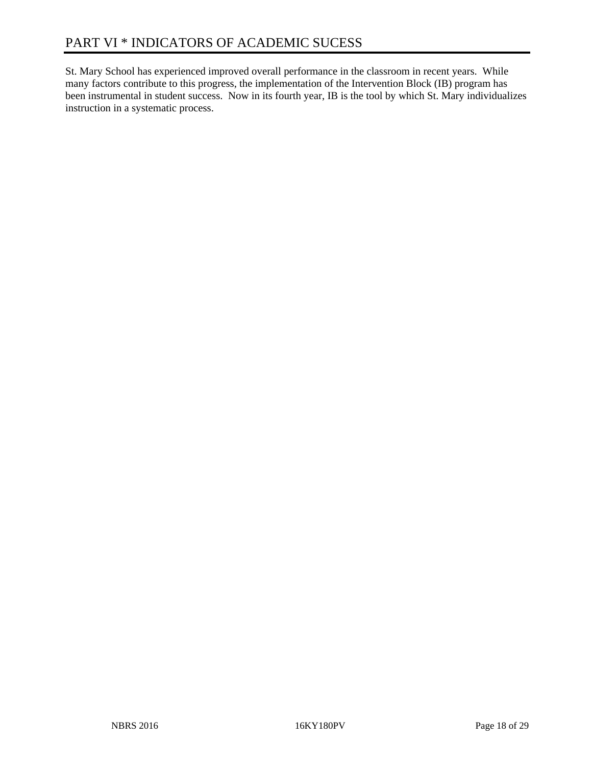# PART VI * INDICATORS OF ACADEMIC SUCESS

St. Mary School has experienced improved overall performance in the classroom in recent years. While many factors contribute to this progress, the implementation of the Intervention Block (IB) program has been instrumental in student success. Now in its fourth year, IB is the tool by which St. Mary individualizes instruction in a systematic process.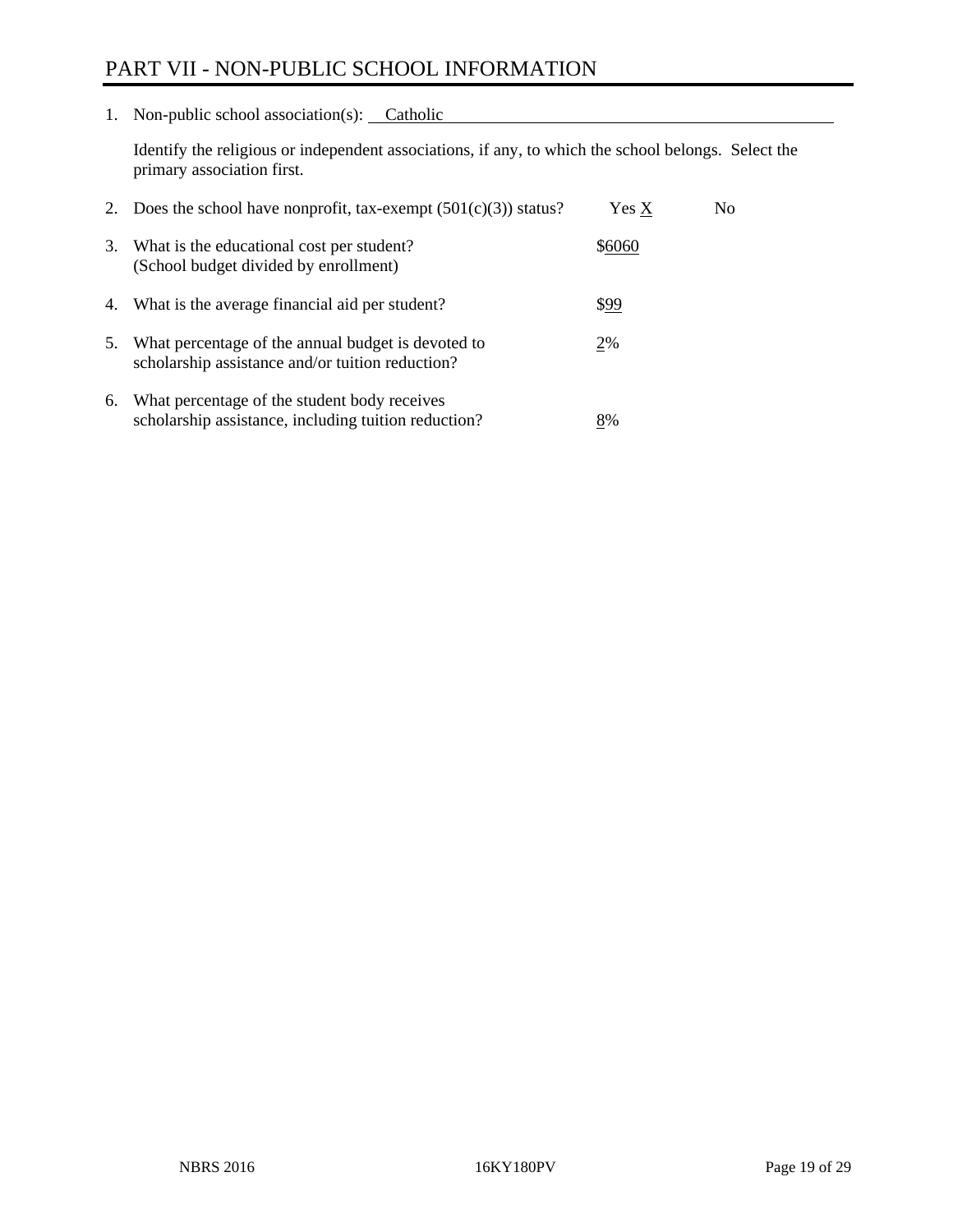# PART VII - NON-PUBLIC SCHOOL INFORMATION

1. Non-public school association(s): Catholic

   Identify the religious or independent associations, if any, to which the school belongs. Select the primary association first.

2. Does the school have nonprofit, tax-exempt (501(c)(3)) status? Yes X No

3. What is the educational cost per student? (School budget divided by enrollment) $6060

4. What is the average financial aid per student? $99

5. What percentage of the annual budget is devoted to scholarship assistance and/or tuition reduction? 2%

6. What percentage of the student body receives scholarship assistance, including tuition reduction? 8%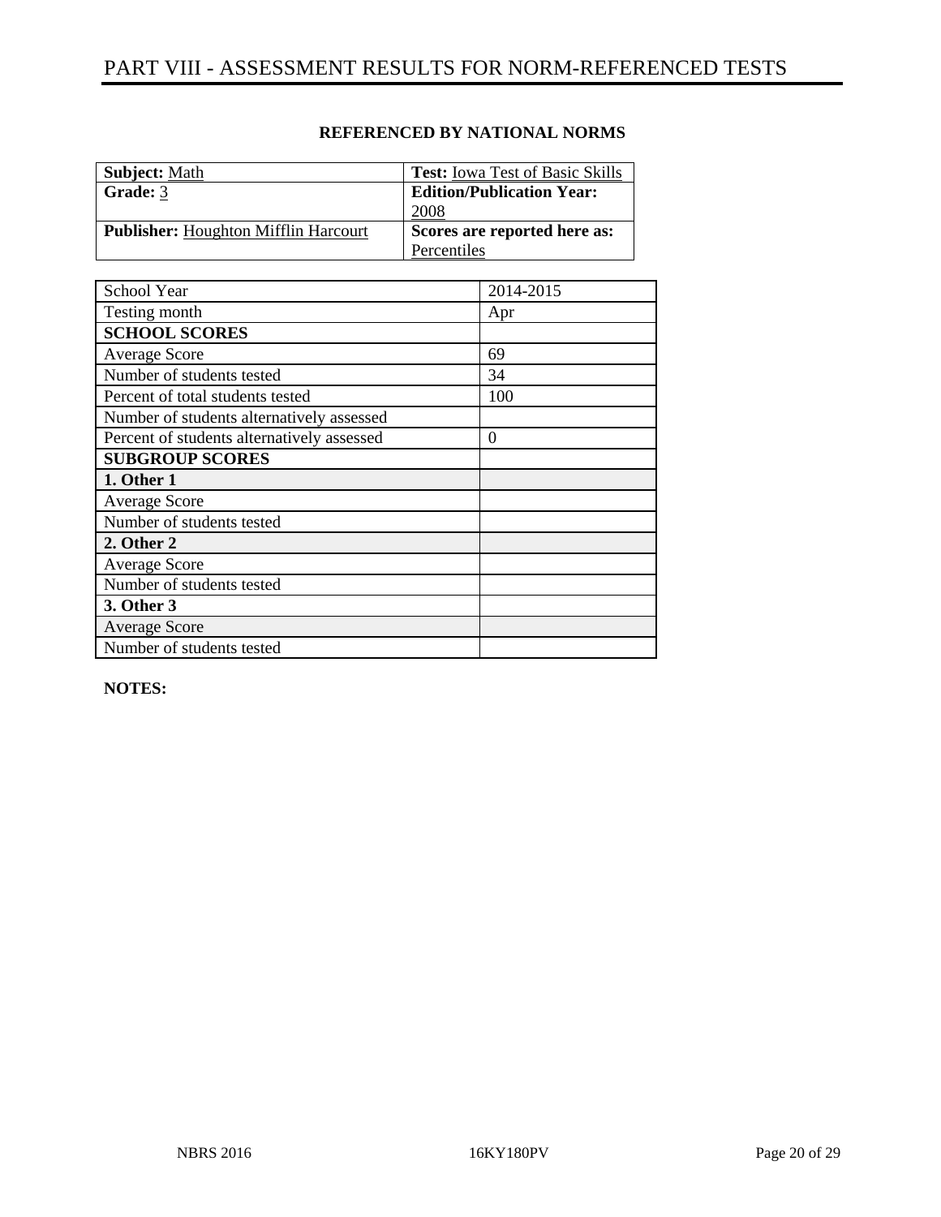# PART VIII - ASSESSMENT RESULTS FOR NORM-REFERENCED TESTS

**REFERENCED BY NATIONAL NORMS**

| **Subject:** Math | **Test:** Iowa Test of Basic Skills |
|---|---|
| **Grade:** 3 | **Edition/Publication Year:** 2008 |
| **Publisher:** Houghton Mifflin Harcourt | **Scores are reported here as:** Percentiles |

| School Year | 2014-2015 |
|---|---|
| Testing month | Apr |
| **SCHOOL SCORES** | |
| Average Score | 69 |
| Number of students tested | 34 |
| Percent of total students tested | 100 |
| Number of students alternatively assessed | |
| Percent of students alternatively assessed | 0 |
| **SUBGROUP SCORES** | |
| **1. Other 1** | |
| Average Score | |
| Number of students tested | |
| **2. Other 2** | |
| Average Score | |
| Number of students tested | |
| **3. Other 3** | |
| Average Score | |
| Number of students tested | |

**NOTES:**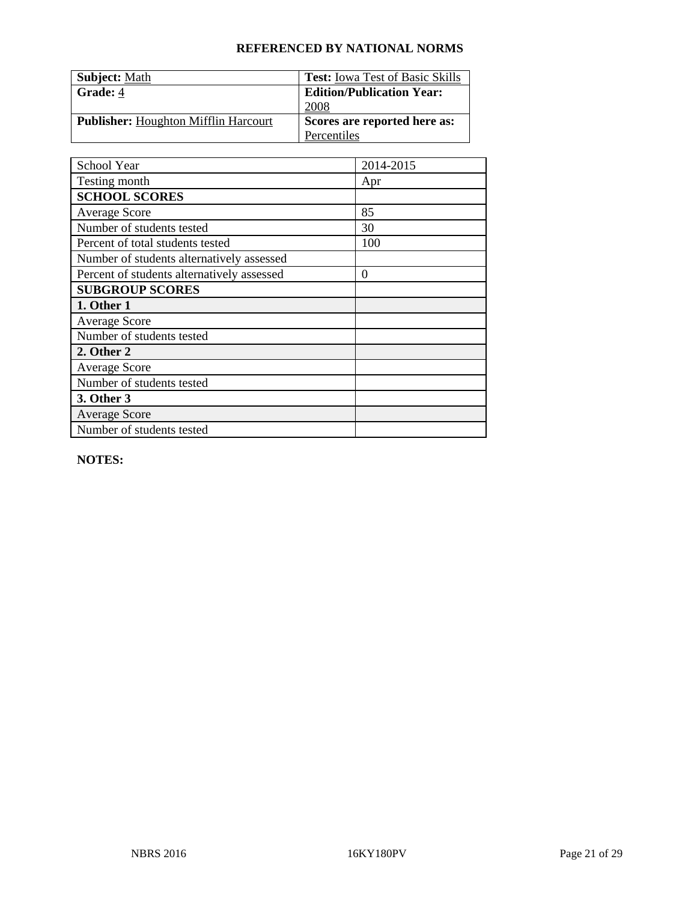**REFERENCED BY NATIONAL NORMS**

| **Subject:** Math | **Test:** Iowa Test of Basic Skills |
|---|---|
| **Grade:** 4 | **Edition/Publication Year:** 2008 |
| **Publisher:** Houghton Mifflin Harcourt | **Scores are reported here as:** Percentiles |

| School Year | 2014-2015 |
|---|---|
| Testing month | Apr |
| **SCHOOL SCORES** | |
| Average Score | 85 |
| Number of students tested | 30 |
| Percent of total students tested | 100 |
| Number of students alternatively assessed | |
| Percent of students alternatively assessed | 0 |
| **SUBGROUP SCORES** | |
| **1. Other 1** | |
| Average Score | |
| Number of students tested | |
| **2. Other 2** | |
| Average Score | |
| Number of students tested | |
| **3. Other 3** | |
| Average Score | |
| Number of students tested | |

**NOTES:**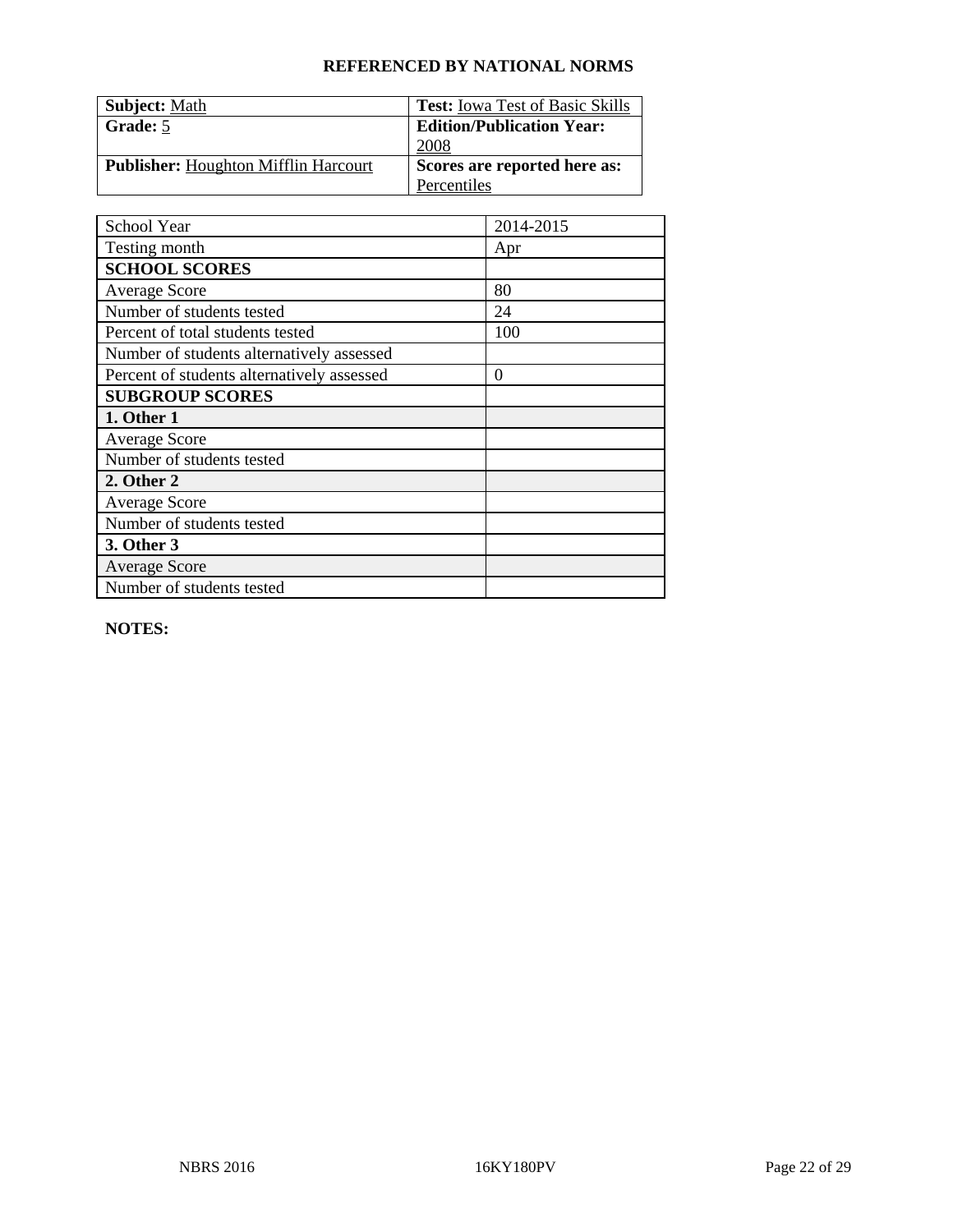### REFERENCED BY NATIONAL NORMS

| **Subject:** Math | **Test:** Iowa Test of Basic Skills |
|---|---|
| **Grade:** 5 | **Edition/Publication Year:** 2008 |
| **Publisher:** Houghton Mifflin Harcourt | **Scores are reported here as:** Percentiles |

| School Year | 2014-2015 |
|---|---|
| Testing month | Apr |
| **SCHOOL SCORES** | |
| Average Score | 80 |
| Number of students tested | 24 |
| Percent of total students tested | 100 |
| Number of students alternatively assessed | |
| Percent of students alternatively assessed | 0 |
| **SUBGROUP SCORES** | |
| **1. Other 1** | |
| Average Score | |
| Number of students tested | |
| **2. Other 2** | |
| Average Score | |
| Number of students tested | |
| **3. Other 3** | |
| Average Score | |
| Number of students tested | |

**NOTES:**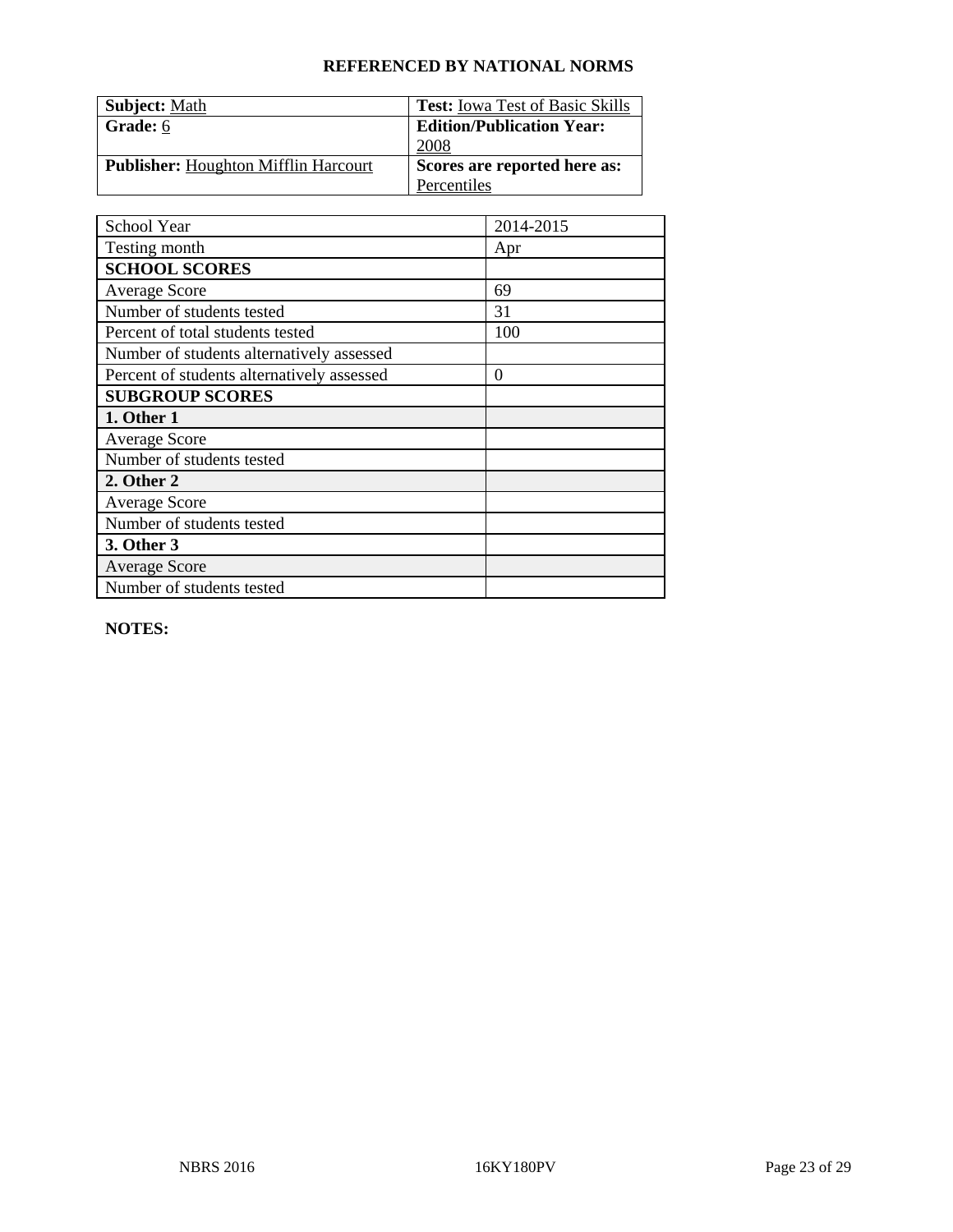**REFERENCED BY NATIONAL NORMS**

| **Subject:** Math | **Test:** Iowa Test of Basic Skills |
| --- | --- |
| **Grade:** 6 | **Edition/Publication Year:** 2008 |
| **Publisher:** Houghton Mifflin Harcourt | **Scores are reported here as:** Percentiles |

| School Year | 2014-2015 |
| --- | --- |
| Testing month | Apr |
| **SCHOOL SCORES** | |
| Average Score | 69 |
| Number of students tested | 31 |
| Percent of total students tested | 100 |
| Number of students alternatively assessed | |
| Percent of students alternatively assessed | 0 |
| **SUBGROUP SCORES** | |
| **1. Other 1** | |
| Average Score | |
| Number of students tested | |
| **2. Other 2** | |
| Average Score | |
| Number of students tested | |
| **3. Other 3** | |
| Average Score | |
| Number of students tested | |

**NOTES:**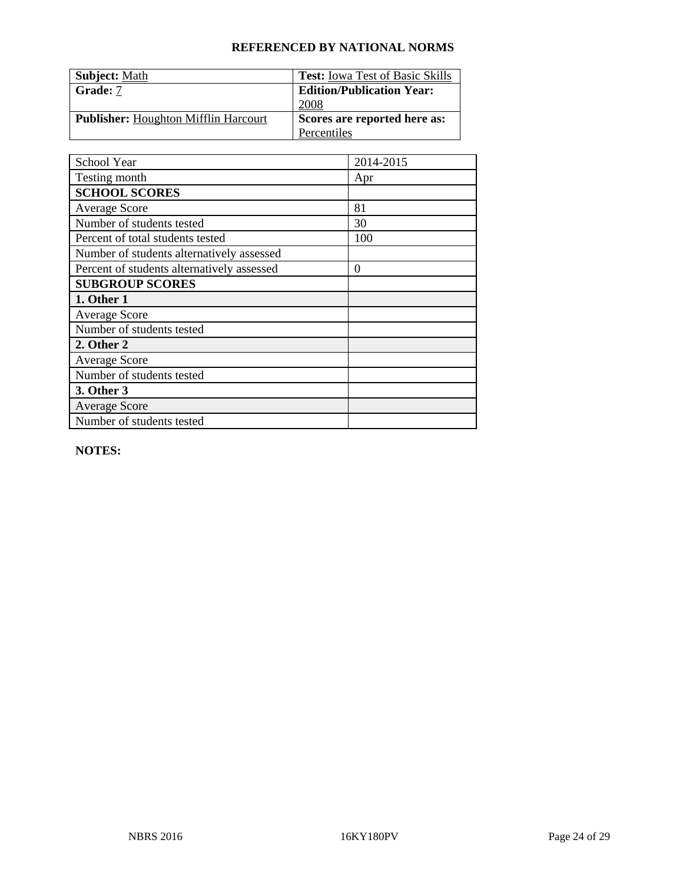**REFERENCED BY NATIONAL NORMS**

| **Subject:** Math | **Test:** Iowa Test of Basic Skills |
| --- | --- |
| **Grade:** 7 | **Edition/Publication Year:** 2008 |
| **Publisher:** Houghton Mifflin Harcourt | **Scores are reported here as:** Percentiles |

| School Year | 2014-2015 |
| --- | --- |
| Testing month | Apr |
| **SCHOOL SCORES** | |
| Average Score | 81 |
| Number of students tested | 30 |
| Percent of total students tested | 100 |
| Number of students alternatively assessed | |
| Percent of students alternatively assessed | 0 |
| **SUBGROUP SCORES** | |
| **1. Other 1** | |
| Average Score | |
| Number of students tested | |
| **2. Other 2** | |
| Average Score | |
| Number of students tested | |
| **3. Other 3** | |
| Average Score | |
| Number of students tested | |

**NOTES:**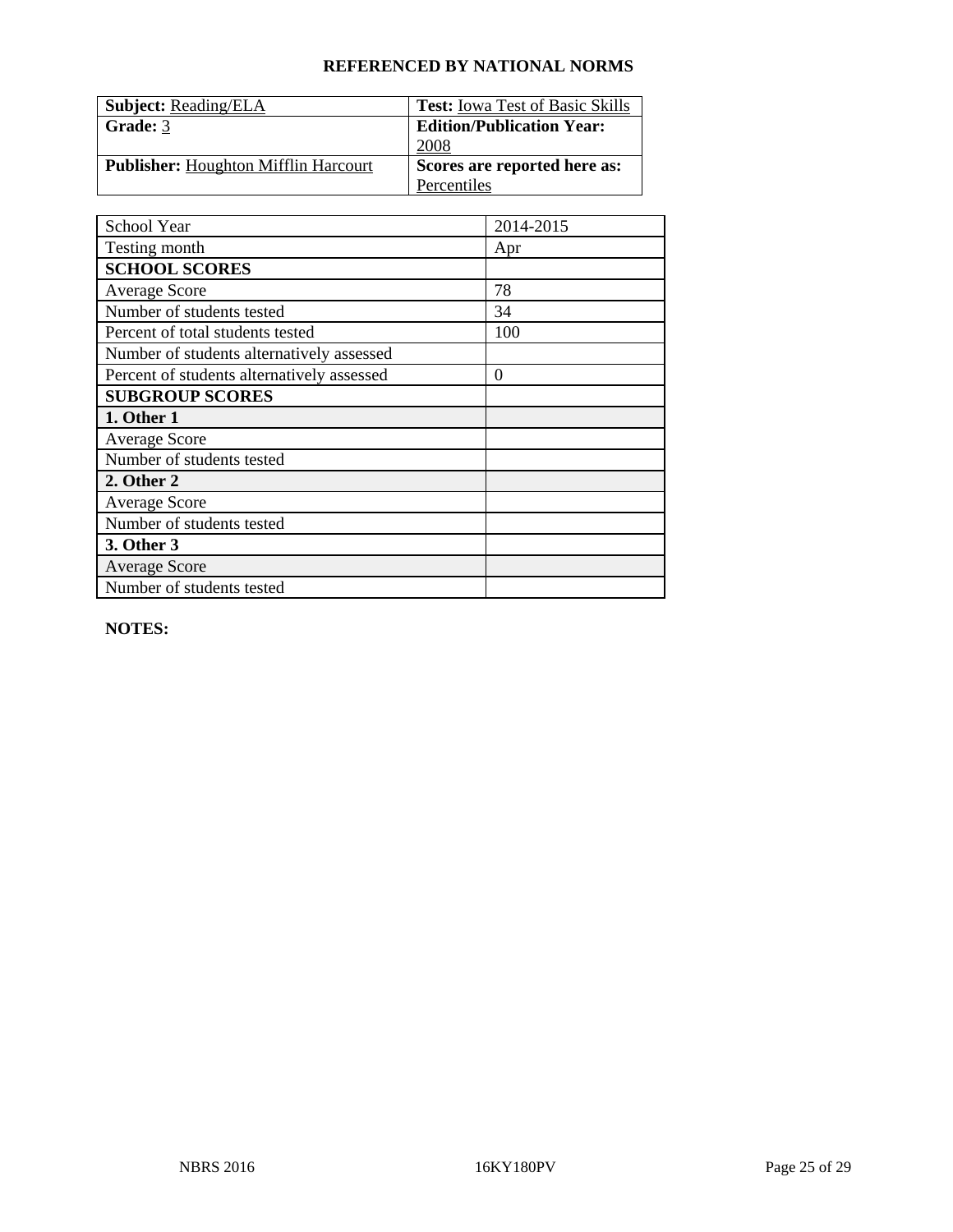**REFERENCED BY NATIONAL NORMS**

| **Subject:** Reading/ELA | **Test:** Iowa Test of Basic Skills |
|---|---|
| **Grade:** 3 | **Edition/Publication Year:** 2008 |
| **Publisher:** Houghton Mifflin Harcourt | **Scores are reported here as:** Percentiles |

| School Year | 2014-2015 |
|---|---|
| Testing month | Apr |
| **SCHOOL SCORES** | |
| Average Score | 78 |
| Number of students tested | 34 |
| Percent of total students tested | 100 |
| Number of students alternatively assessed | |
| Percent of students alternatively assessed | 0 |
| **SUBGROUP SCORES** | |
| **1. Other 1** | |
| Average Score | |
| Number of students tested | |
| **2. Other 2** | |
| Average Score | |
| Number of students tested | |
| **3. Other 3** | |
| Average Score | |
| Number of students tested | |

**NOTES:**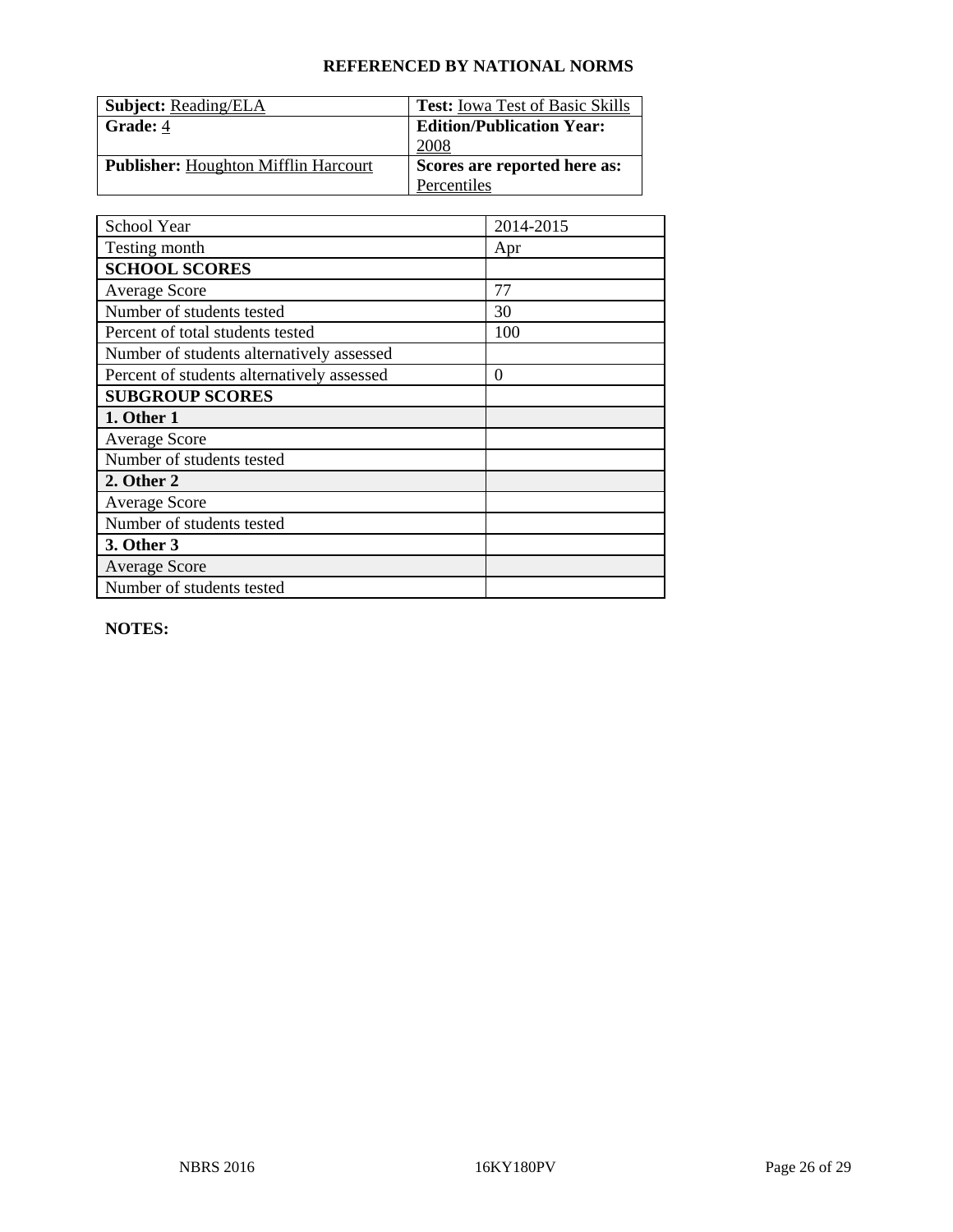**REFERENCED BY NATIONAL NORMS**

| **Subject:** Reading/ELA | **Test:** Iowa Test of Basic Skills |
|---|---|
| **Grade:** 4 | **Edition/Publication Year:** 2008 |
| **Publisher:** Houghton Mifflin Harcourt | **Scores are reported here as:** Percentiles |

| School Year | 2014-2015 |
|---|---|
| Testing month | Apr |
| **SCHOOL SCORES** | |
| Average Score | 77 |
| Number of students tested | 30 |
| Percent of total students tested | 100 |
| Number of students alternatively assessed | |
| Percent of students alternatively assessed | 0 |
| **SUBGROUP SCORES** | |
| **1. Other 1** | |
| Average Score | |
| Number of students tested | |
| **2. Other 2** | |
| Average Score | |
| Number of students tested | |
| **3. Other 3** | |
| Average Score | |
| Number of students tested | |

**NOTES:**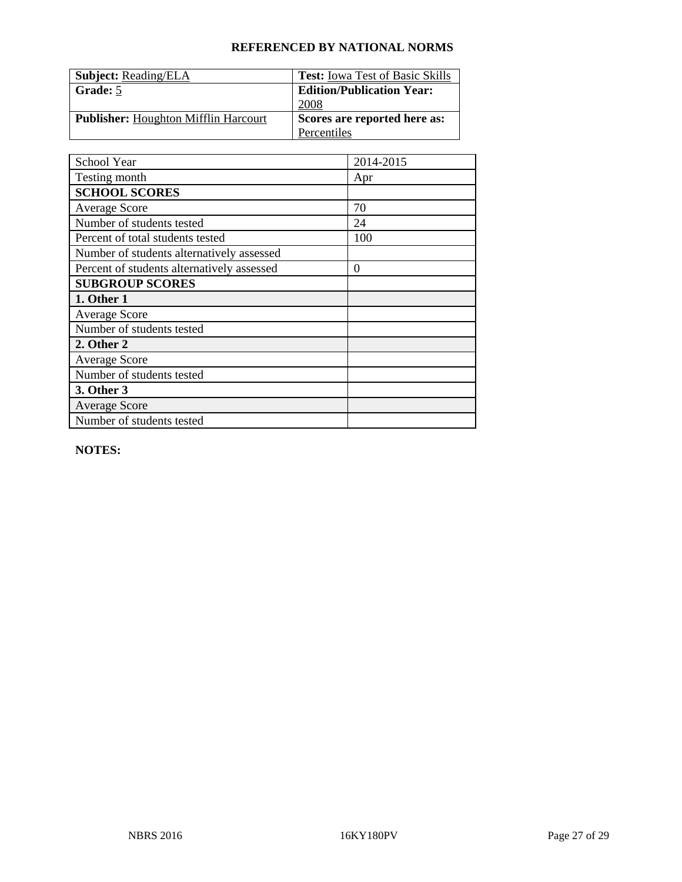**REFERENCED BY NATIONAL NORMS**

| **Subject:** Reading/ELA | **Test:** Iowa Test of Basic Skills |
|---|---|
| **Grade:** 5 | **Edition/Publication Year:** 2008 |
| **Publisher:** Houghton Mifflin Harcourt | **Scores are reported here as:** Percentiles |

| School Year | 2014-2015 |
|---|---|
| Testing month | Apr |
| **SCHOOL SCORES** | |
| Average Score | 70 |
| Number of students tested | 24 |
| Percent of total students tested | 100 |
| Number of students alternatively assessed | |
| Percent of students alternatively assessed | 0 |
| **SUBGROUP SCORES** | |
| **1. Other 1** | |
| Average Score | |
| Number of students tested | |
| **2. Other 2** | |
| Average Score | |
| Number of students tested | |
| **3. Other 3** | |
| Average Score | |
| Number of students tested | |

**NOTES:**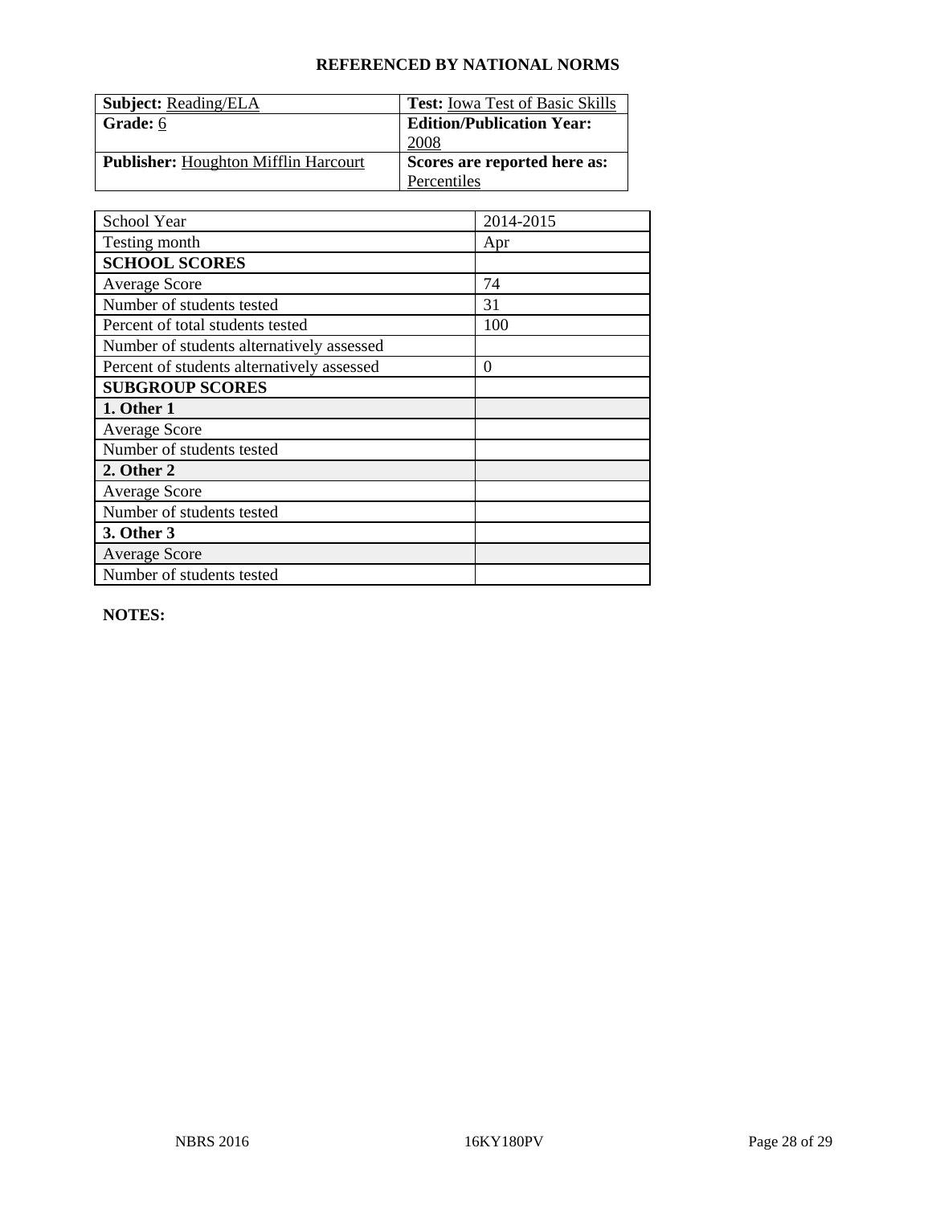## REFERENCED BY NATIONAL NORMS

| | |
|---|---|
| **Subject:** Reading/ELA | **Test:** Iowa Test of Basic Skills |
| **Grade:** 6 | **Edition/Publication Year:** 2008 |
| **Publisher:** Houghton Mifflin Harcourt | **Scores are reported here as:** Percentiles |

| School Year | 2014-2015 |
|---|---|
| Testing month | Apr |
| **SCHOOL SCORES** | |
| Average Score | 74 |
| Number of students tested | 31 |
| Percent of total students tested | 100 |
| Number of students alternatively assessed | |
| Percent of students alternatively assessed | 0 |
| **SUBGROUP SCORES** | |
| **1. Other 1** | |
| Average Score | |
| Number of students tested | |
| **2. Other 2** | |
| Average Score | |
| Number of students tested | |
| **3. Other 3** | |
| Average Score | |
| Number of students tested | |

**NOTES:**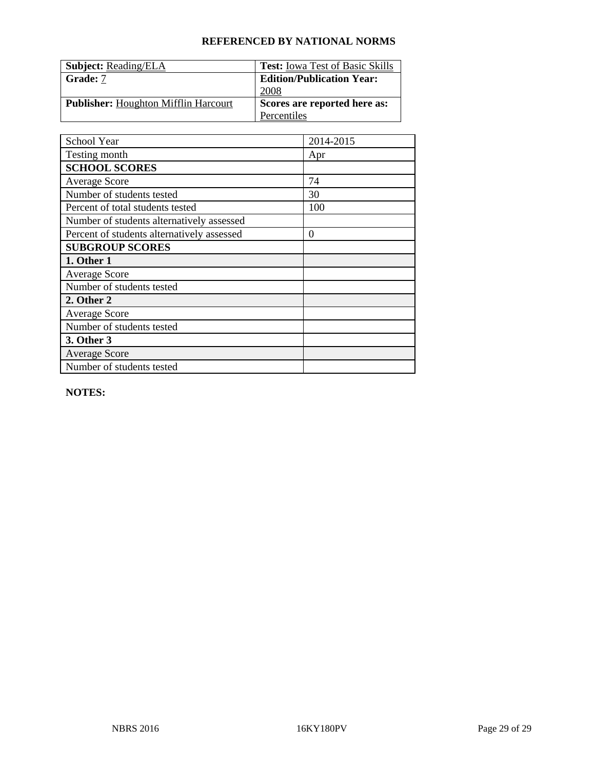**REFERENCED BY NATIONAL NORMS**

| | |
|---|---|
| **Subject:** Reading/ELA | **Test:** Iowa Test of Basic Skills |
| **Grade:** 7 | **Edition/Publication Year:** 2008 |
| **Publisher:** Houghton Mifflin Harcourt | **Scores are reported here as:** Percentiles |

| School Year | 2014-2015 |
|---|---|
| Testing month | Apr |
| **SCHOOL SCORES** | |
| Average Score | 74 |
| Number of students tested | 30 |
| Percent of total students tested | 100 |
| Number of students alternatively assessed | |
| Percent of students alternatively assessed | 0 |
| **SUBGROUP SCORES** | |
| **1. Other 1** | |
| Average Score | |
| Number of students tested | |
| **2. Other 2** | |
| Average Score | |
| Number of students tested | |
| **3. Other 3** | |
| Average Score | |
| Number of students tested | |

**NOTES:**